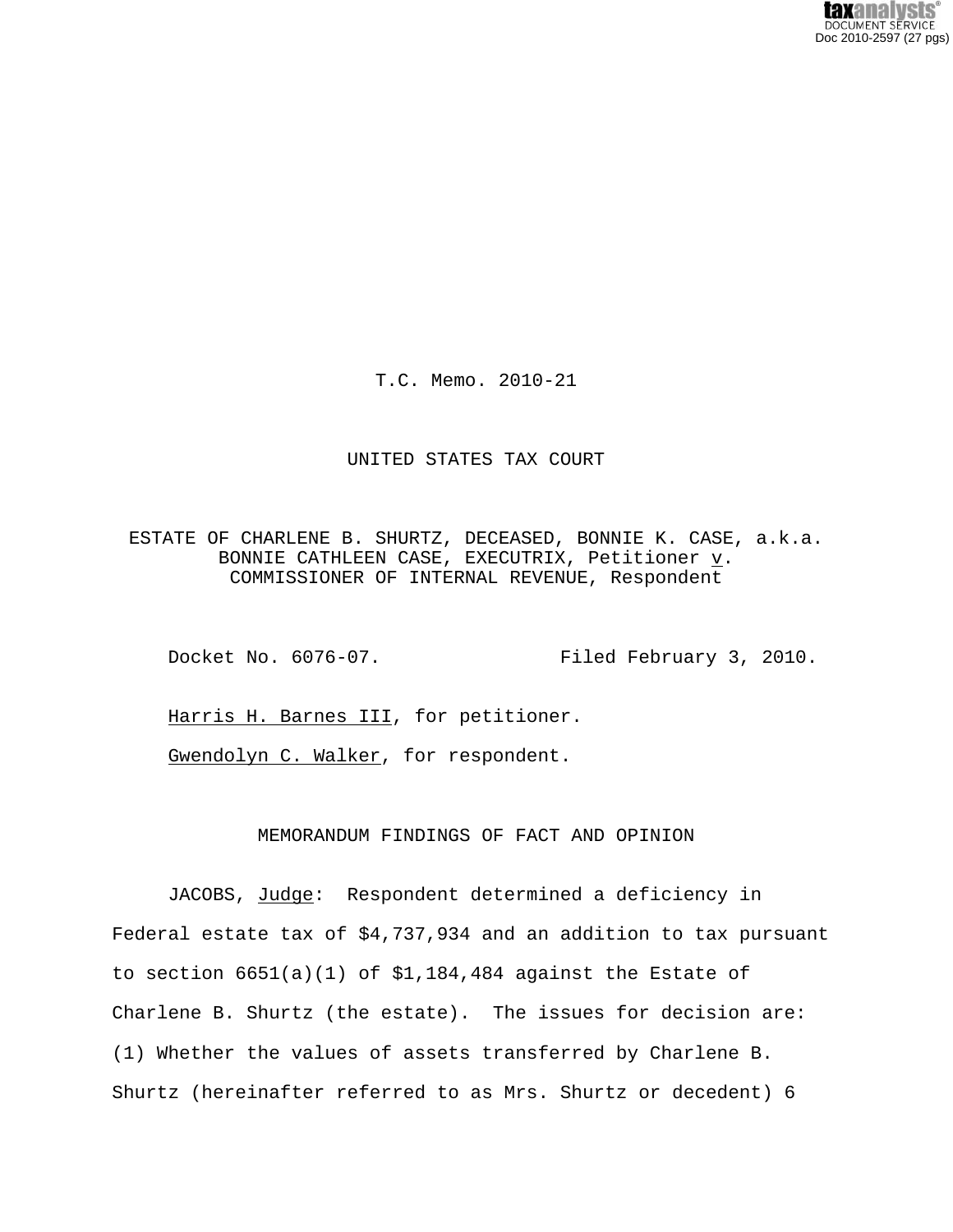T.C. Memo. 2010-21

UNITED STATES TAX COURT

ESTATE OF CHARLENE B. SHURTZ, DECEASED, BONNIE K. CASE, a.k.a. BONNIE CATHLEEN CASE, EXECUTRIX, Petitioner *v*. COMMISSIONER OF INTERNAL REVENUE, Respondent

Docket No. 6076-07. Filed February 3, 2010.

Harris H. Barnes III, for petitioner.

Gwendolyn C. Walker, for respondent.

MEMORANDUM FINDINGS OF FACT AND OPINION

JACOBS, *Judge*: Respondent determined a deficiency in Federal estate tax of $4,737,934 and an addition to tax pursuant to section 6651(a)(1) of $1,184,484 against the Estate of Charlene B. Shurtz (the estate). The issues for decision are: (1) Whether the values of assets transferred by Charlene B. Shurtz (hereinafter referred to as Mrs. Shurtz or decedent) 6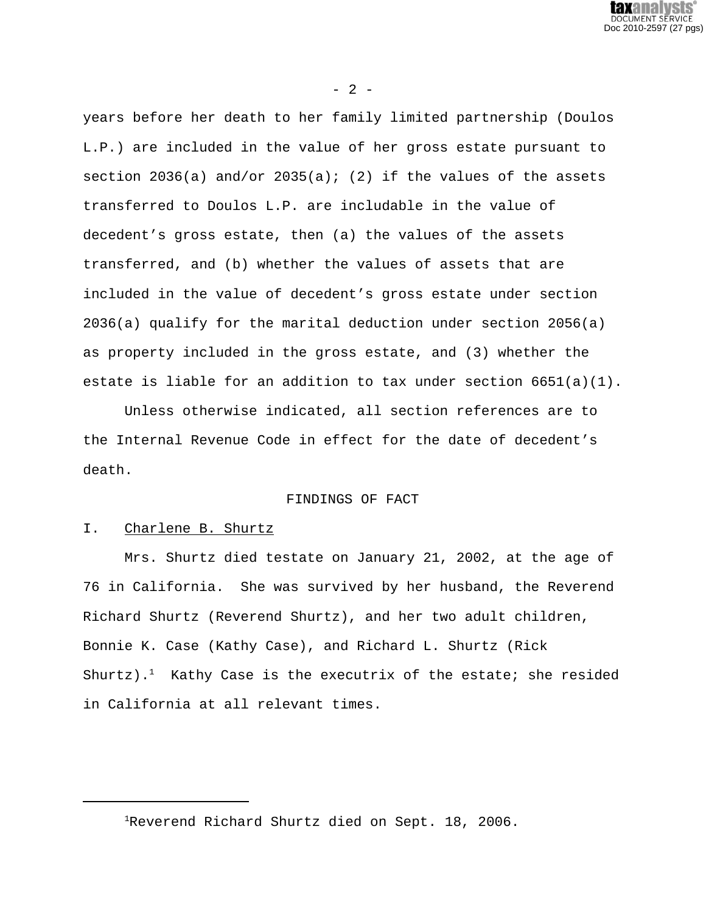years before her death to her family limited partnership (Doulos L.P.) are included in the value of her gross estate pursuant to section 2036(a) and/or 2035(a); (2) if the values of the assets transferred to Doulos L.P. are includable in the value of decedent's gross estate, then (a) the values of the assets transferred, and (b) whether the values of assets that are included in the value of decedent's gross estate under section 2036(a) qualify for the marital deduction under section 2056(a) as property included in the gross estate, and (3) whether the estate is liable for an addition to tax under section 6651(a)(1).

Unless otherwise indicated, all section references are to the Internal Revenue Code in effect for the date of decedent's death.

## FINDINGS OF FACT

### I. Charlene B. Shurtz

Mrs. Shurtz died testate on January 21, 2002, at the age of 76 in California. She was survived by her husband, the Reverend Richard Shurtz (Reverend Shurtz), and her two adult children, Bonnie K. Case (Kathy Case), and Richard L. Shurtz (Rick Shurtz).[1] Kathy Case is the executrix of the estate; she resided in California at all relevant times.

---

[1] Reverend Richard Shurtz died on Sept. 18, 2006.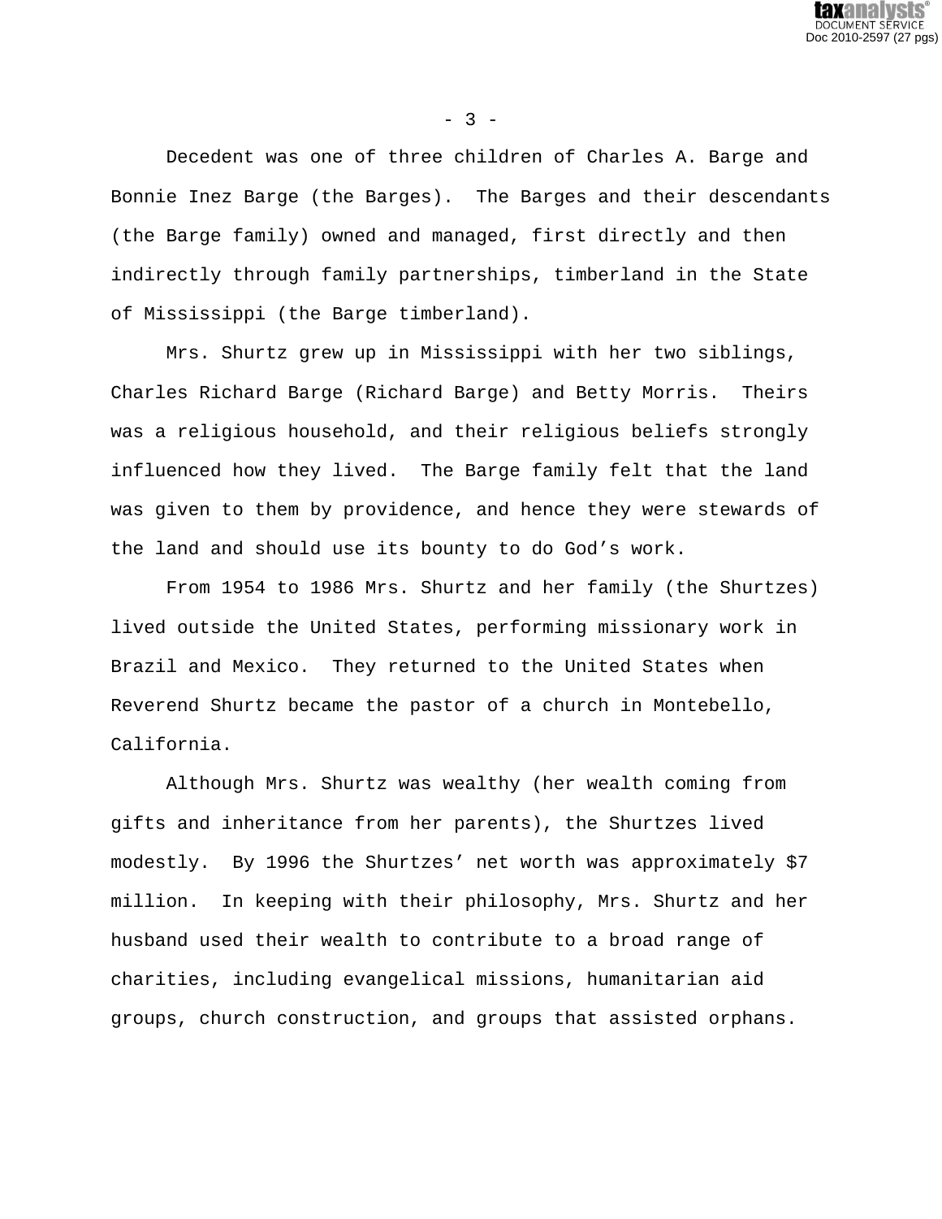Decedent was one of three children of Charles A. Barge and Bonnie Inez Barge (the Barges). The Barges and their descendants (the Barge family) owned and managed, first directly and then indirectly through family partnerships, timberland in the State of Mississippi (the Barge timberland).

Mrs. Shurtz grew up in Mississippi with her two siblings, Charles Richard Barge (Richard Barge) and Betty Morris. Theirs was a religious household, and their religious beliefs strongly influenced how they lived. The Barge family felt that the land was given to them by providence, and hence they were stewards of the land and should use its bounty to do God's work.

From 1954 to 1986 Mrs. Shurtz and her family (the Shurtzes) lived outside the United States, performing missionary work in Brazil and Mexico. They returned to the United States when Reverend Shurtz became the pastor of a church in Montebello, California.

Although Mrs. Shurtz was wealthy (her wealth coming from gifts and inheritance from her parents), the Shurtzes lived modestly. By 1996 the Shurtzes' net worth was approximately $7 million. In keeping with their philosophy, Mrs. Shurtz and her husband used their wealth to contribute to a broad range of charities, including evangelical missions, humanitarian aid groups, church construction, and groups that assisted orphans.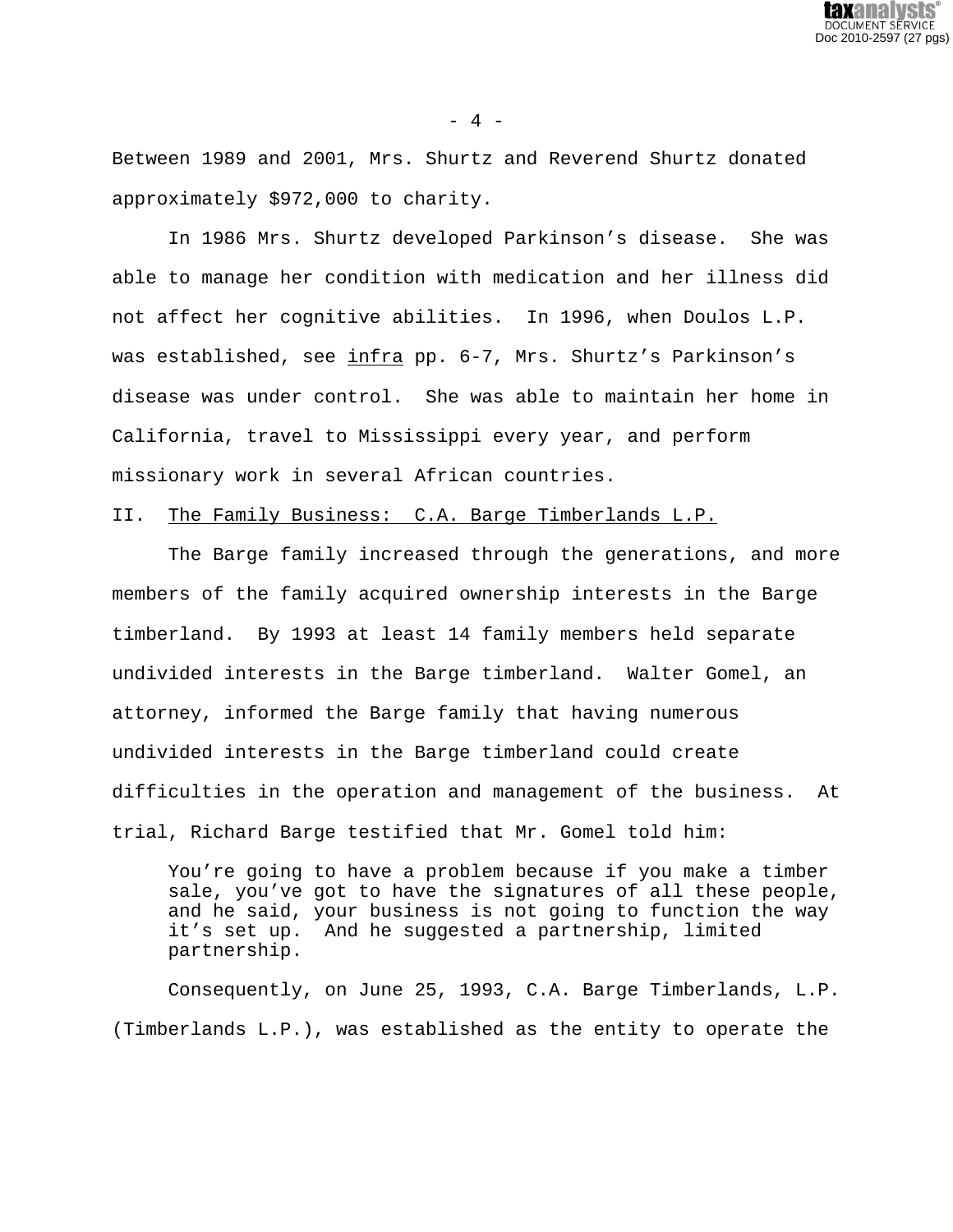Between 1989 and 2001, Mrs. Shurtz and Reverend Shurtz donated approximately $972,000 to charity.

In 1986 Mrs. Shurtz developed Parkinson's disease. She was able to manage her condition with medication and her illness did not affect her cognitive abilities. In 1996, when Doulos L.P. was established, see _infra_ pp. 6-7, Mrs. Shurtz's Parkinson's disease was under control. She was able to maintain her home in California, travel to Mississippi every year, and perform missionary work in several African countries.

## II. The Family Business: C.A. Barge Timberlands L.P.

The Barge family increased through the generations, and more members of the family acquired ownership interests in the Barge timberland. By 1993 at least 14 family members held separate undivided interests in the Barge timberland. Walter Gomel, an attorney, informed the Barge family that having numerous undivided interests in the Barge timberland could create difficulties in the operation and management of the business. At trial, Richard Barge testified that Mr. Gomel told him:

> You're going to have a problem because if you make a timber sale, you've got to have the signatures of all these people, and he said, your business is not going to function the way it's set up. And he suggested a partnership, limited partnership.

Consequently, on June 25, 1993, C.A. Barge Timberlands, L.P. (Timberlands L.P.), was established as the entity to operate the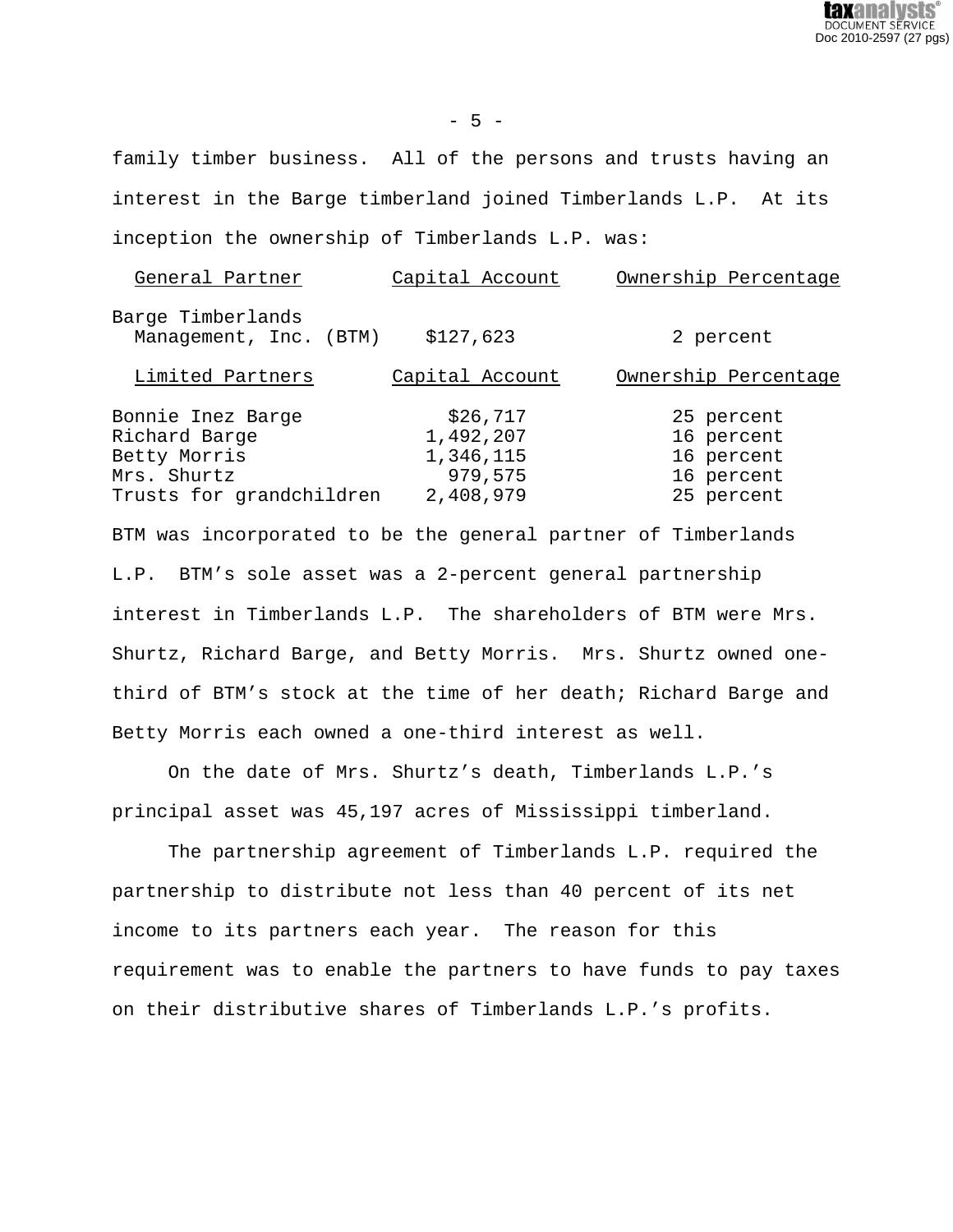family timber business. All of the persons and trusts having an interest in the Barge timberland joined Timberlands L.P. At its inception the ownership of Timberlands L.P. was:

| General Partner | Capital Account | Ownership Percentage |
| --- | --- | --- |
| Barge Timberlands Management, Inc. (BTM) | $127,623 | 2 percent |

| Limited Partners | Capital Account | Ownership Percentage |
| --- | --- | --- |
| Bonnie Inez Barge | $26,717 | 25 percent |
| Richard Barge | 1,492,207 | 16 percent |
| Betty Morris | 1,346,115 | 16 percent |
| Mrs. Shurtz | 979,575 | 16 percent |
| Trusts for grandchildren | 2,408,979 | 25 percent |

BTM was incorporated to be the general partner of Timberlands L.P. BTM's sole asset was a 2-percent general partnership interest in Timberlands L.P. The shareholders of BTM were Mrs. Shurtz, Richard Barge, and Betty Morris. Mrs. Shurtz owned one-third of BTM's stock at the time of her death; Richard Barge and Betty Morris each owned a one-third interest as well.

On the date of Mrs. Shurtz's death, Timberlands L.P.'s principal asset was 45,197 acres of Mississippi timberland.

The partnership agreement of Timberlands L.P. required the partnership to distribute not less than 40 percent of its net income to its partners each year. The reason for this requirement was to enable the partners to have funds to pay taxes on their distributive shares of Timberlands L.P.'s profits.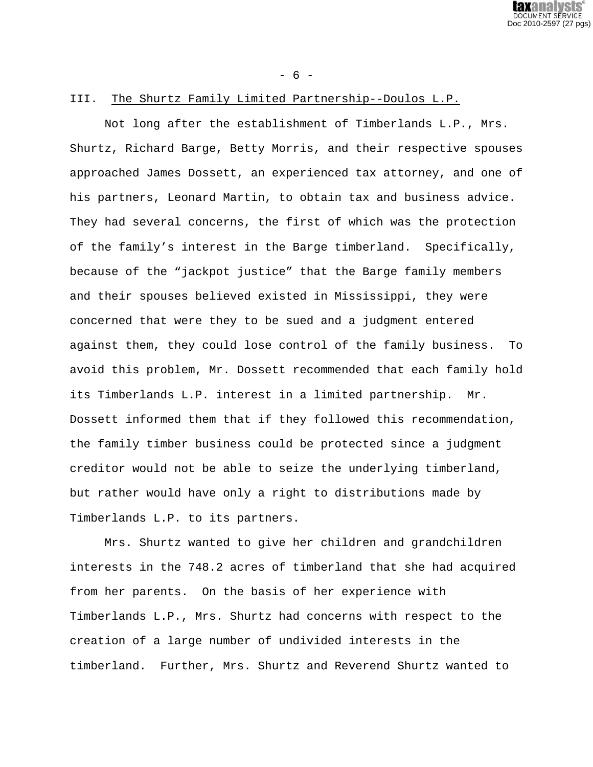## III. The Shurtz Family Limited Partnership--Doulos L.P.

Not long after the establishment of Timberlands L.P., Mrs. Shurtz, Richard Barge, Betty Morris, and their respective spouses approached James Dossett, an experienced tax attorney, and one of his partners, Leonard Martin, to obtain tax and business advice. They had several concerns, the first of which was the protection of the family's interest in the Barge timberland. Specifically, because of the "jackpot justice" that the Barge family members and their spouses believed existed in Mississippi, they were concerned that were they to be sued and a judgment entered against them, they could lose control of the family business. To avoid this problem, Mr. Dossett recommended that each family hold its Timberlands L.P. interest in a limited partnership. Mr. Dossett informed them that if they followed this recommendation, the family timber business could be protected since a judgment creditor would not be able to seize the underlying timberland, but rather would have only a right to distributions made by Timberlands L.P. to its partners.

Mrs. Shurtz wanted to give her children and grandchildren interests in the 748.2 acres of timberland that she had acquired from her parents. On the basis of her experience with Timberlands L.P., Mrs. Shurtz had concerns with respect to the creation of a large number of undivided interests in the timberland. Further, Mrs. Shurtz and Reverend Shurtz wanted to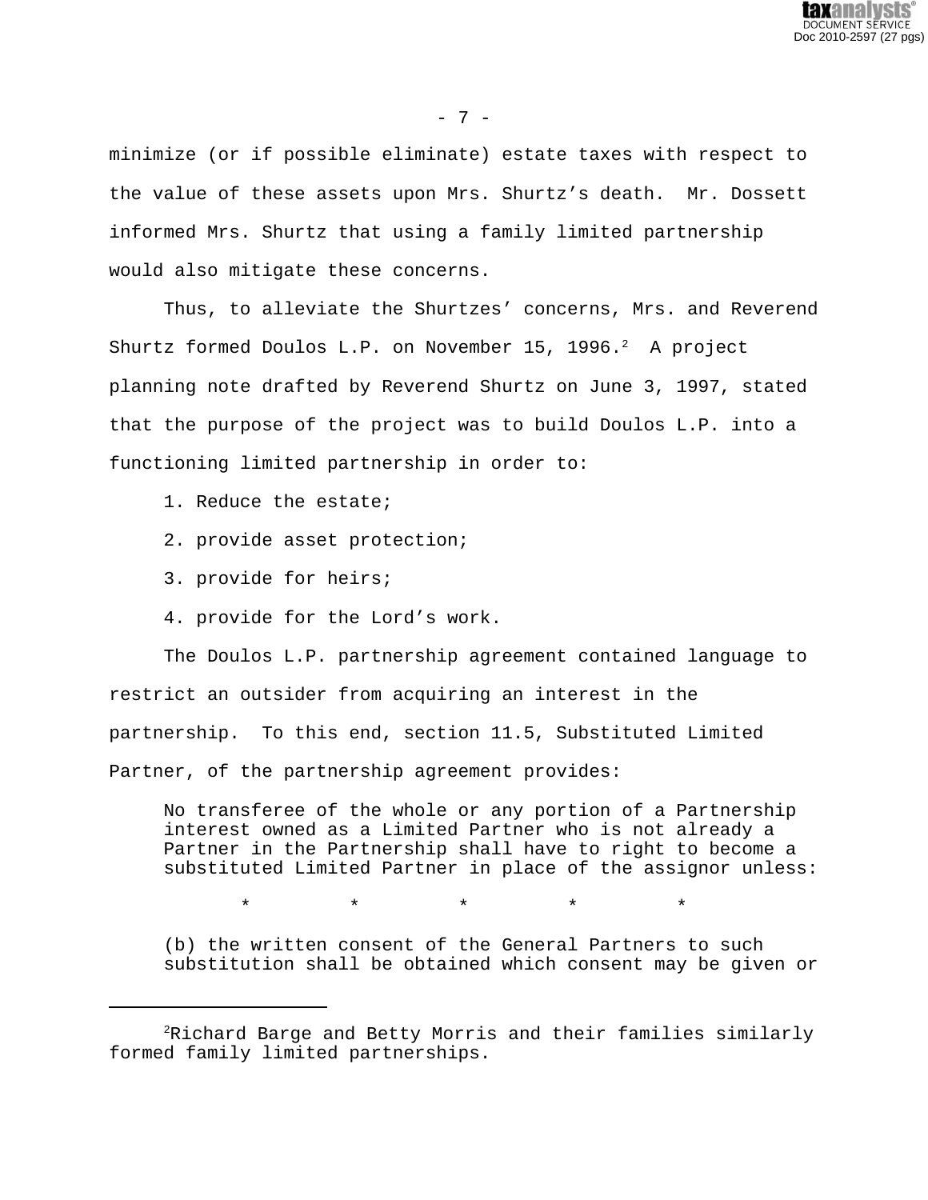minimize (or if possible eliminate) estate taxes with respect to the value of these assets upon Mrs. Shurtz's death. Mr. Dossett informed Mrs. Shurtz that using a family limited partnership would also mitigate these concerns.

Thus, to alleviate the Shurtzes' concerns, Mrs. and Reverend Shurtz formed Doulos L.P. on November 15, 1996.[2] A project planning note drafted by Reverend Shurtz on June 3, 1997, stated that the purpose of the project was to build Doulos L.P. into a functioning limited partnership in order to:

1. Reduce the estate;
2. provide asset protection;
3. provide for heirs;
4. provide for the Lord's work.

The Doulos L.P. partnership agreement contained language to restrict an outsider from acquiring an interest in the partnership. To this end, section 11.5, Substituted Limited Partner, of the partnership agreement provides:

> No transferee of the whole or any portion of a Partnership interest owned as a Limited Partner who is not already a Partner in the Partnership shall have to right to become a substituted Limited Partner in place of the assignor unless:
>
> \* \* \* \* \*
>
> (b) the written consent of the General Partners to such substitution shall be obtained which consent may be given or

---

[2]Richard Barge and Betty Morris and their families similarly formed family limited partnerships.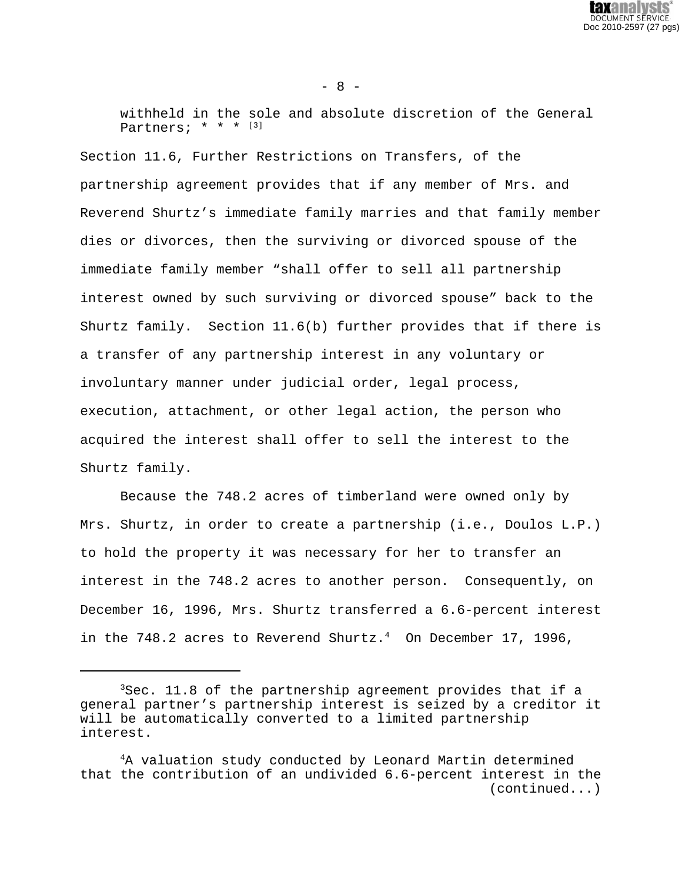withheld in the sole and absolute discretion of the General Partners; * * * [3]

Section 11.6, Further Restrictions on Transfers, of the partnership agreement provides that if any member of Mrs. and Reverend Shurtz's immediate family marries and that family member dies or divorces, then the surviving or divorced spouse of the immediate family member "shall offer to sell all partnership interest owned by such surviving or divorced spouse" back to the Shurtz family. Section 11.6(b) further provides that if there is a transfer of any partnership interest in any voluntary or involuntary manner under judicial order, legal process, execution, attachment, or other legal action, the person who acquired the interest shall offer to sell the interest to the Shurtz family.

Because the 748.2 acres of timberland were owned only by Mrs. Shurtz, in order to create a partnership (i.e., Doulos L.P.) to hold the property it was necessary for her to transfer an interest in the 748.2 acres to another person. Consequently, on December 16, 1996, Mrs. Shurtz transferred a 6.6-percent interest in the 748.2 acres to Reverend Shurtz.[4] On December 17, 1996,

---

[3]Sec. 11.8 of the partnership agreement provides that if a general partner's partnership interest is seized by a creditor it will be automatically converted to a limited partnership interest.

[4]A valuation study conducted by Leonard Martin determined that the contribution of an undivided 6.6-percent interest in the (continued...)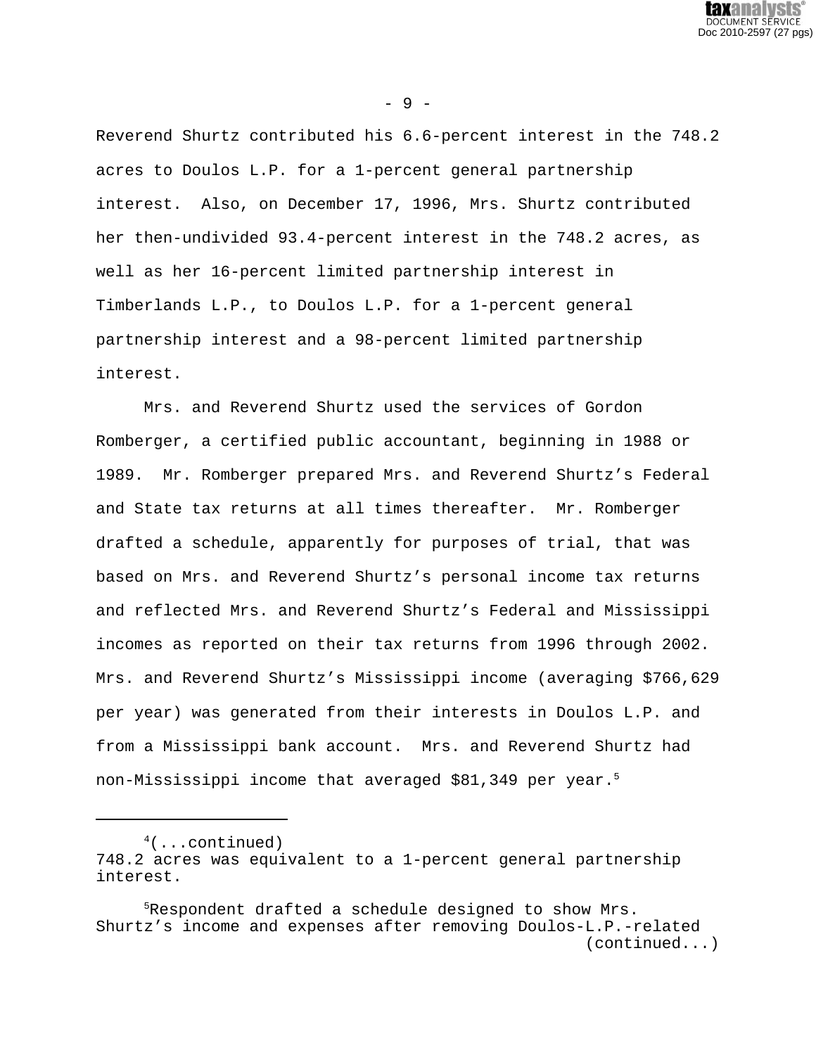Reverend Shurtz contributed his 6.6-percent interest in the 748.2 acres to Doulos L.P. for a 1-percent general partnership interest. Also, on December 17, 1996, Mrs. Shurtz contributed her then-undivided 93.4-percent interest in the 748.2 acres, as well as her 16-percent limited partnership interest in Timberlands L.P., to Doulos L.P. for a 1-percent general partnership interest and a 98-percent limited partnership interest.

Mrs. and Reverend Shurtz used the services of Gordon Romberger, a certified public accountant, beginning in 1988 or 1989. Mr. Romberger prepared Mrs. and Reverend Shurtz's Federal and State tax returns at all times thereafter. Mr. Romberger drafted a schedule, apparently for purposes of trial, that was based on Mrs. and Reverend Shurtz's personal income tax returns and reflected Mrs. and Reverend Shurtz's Federal and Mississippi incomes as reported on their tax returns from 1996 through 2002. Mrs. and Reverend Shurtz's Mississippi income (averaging $766,629 per year) was generated from their interests in Doulos L.P. and from a Mississippi bank account. Mrs. and Reverend Shurtz had non-Mississippi income that averaged $81,349 per year.[5]

---

[4](...continued) 748.2 acres was equivalent to a 1-percent general partnership interest.

[5]Respondent drafted a schedule designed to show Mrs. Shurtz's income and expenses after removing Doulos-L.P.-related (continued...)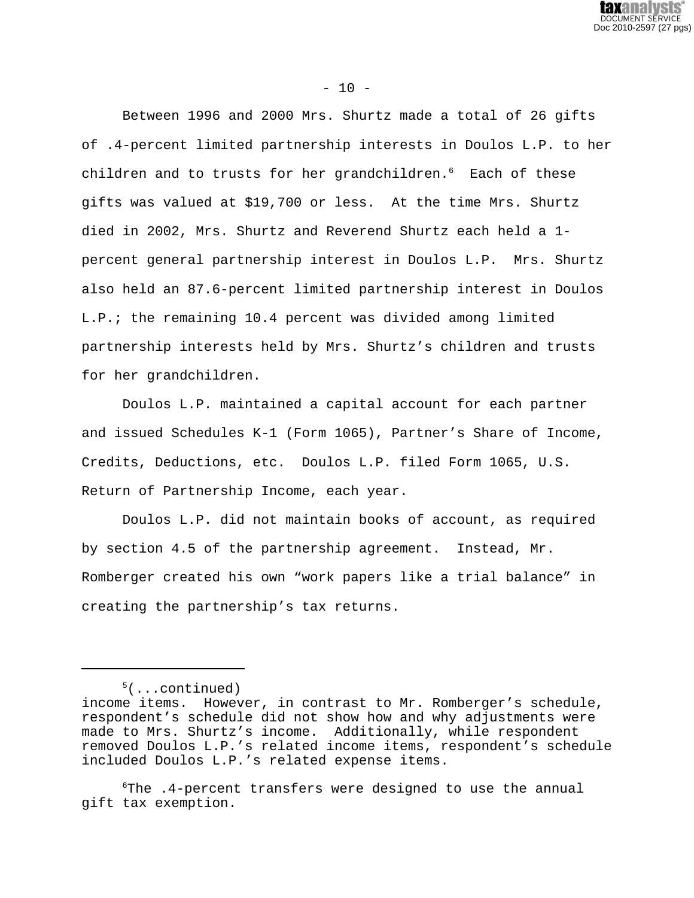Between 1996 and 2000 Mrs. Shurtz made a total of 26 gifts of .4-percent limited partnership interests in Doulos L.P. to her children and to trusts for her grandchildren.[6] Each of these gifts was valued at $19,700 or less. At the time Mrs. Shurtz died in 2002, Mrs. Shurtz and Reverend Shurtz each held a 1-percent general partnership interest in Doulos L.P. Mrs. Shurtz also held an 87.6-percent limited partnership interest in Doulos L.P.; the remaining 10.4 percent was divided among limited partnership interests held by Mrs. Shurtz's children and trusts for her grandchildren.

Doulos L.P. maintained a capital account for each partner and issued Schedules K-1 (Form 1065), Partner's Share of Income, Credits, Deductions, etc. Doulos L.P. filed Form 1065, U.S. Return of Partnership Income, each year.

Doulos L.P. did not maintain books of account, as required by section 4.5 of the partnership agreement. Instead, Mr. Romberger created his own "work papers like a trial balance" in creating the partnership's tax returns.

---

[5](...continued) income items. However, in contrast to Mr. Romberger's schedule, respondent's schedule did not show how and why adjustments were made to Mrs. Shurtz's income. Additionally, while respondent removed Doulos L.P.'s related income items, respondent's schedule included Doulos L.P.'s related expense items.

[6]The .4-percent transfers were designed to use the annual gift tax exemption.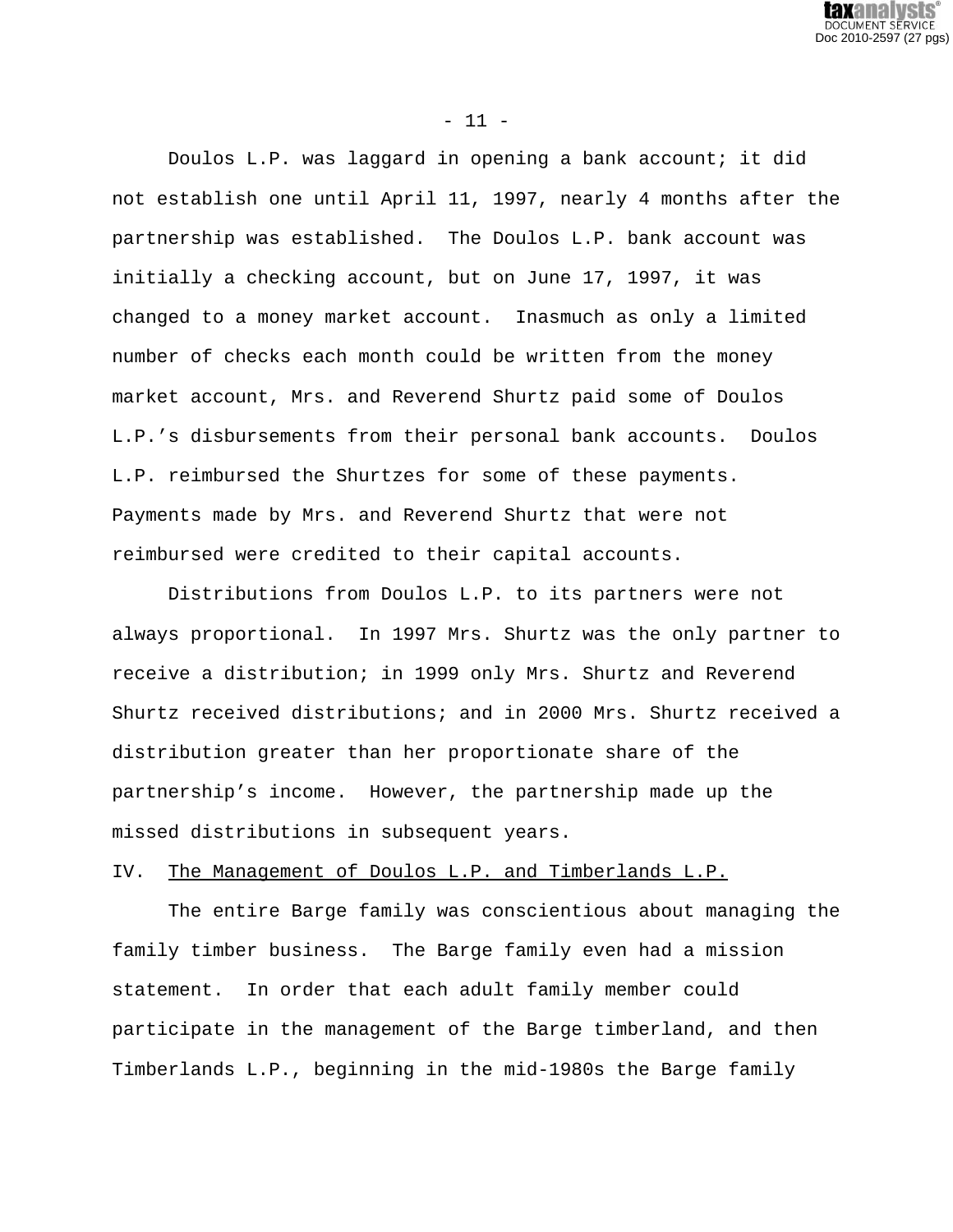Doulos L.P. was laggard in opening a bank account; it did not establish one until April 11, 1997, nearly 4 months after the partnership was established. The Doulos L.P. bank account was initially a checking account, but on June 17, 1997, it was changed to a money market account. Inasmuch as only a limited number of checks each month could be written from the money market account, Mrs. and Reverend Shurtz paid some of Doulos L.P.'s disbursements from their personal bank accounts. Doulos L.P. reimbursed the Shurtzes for some of these payments. Payments made by Mrs. and Reverend Shurtz that were not reimbursed were credited to their capital accounts.

Distributions from Doulos L.P. to its partners were not always proportional. In 1997 Mrs. Shurtz was the only partner to receive a distribution; in 1999 only Mrs. Shurtz and Reverend Shurtz received distributions; and in 2000 Mrs. Shurtz received a distribution greater than her proportionate share of the partnership's income. However, the partnership made up the missed distributions in subsequent years.

## IV. The Management of Doulos L.P. and Timberlands L.P.

The entire Barge family was conscientious about managing the family timber business. The Barge family even had a mission statement. In order that each adult family member could participate in the management of the Barge timberland, and then Timberlands L.P., beginning in the mid-1980s the Barge family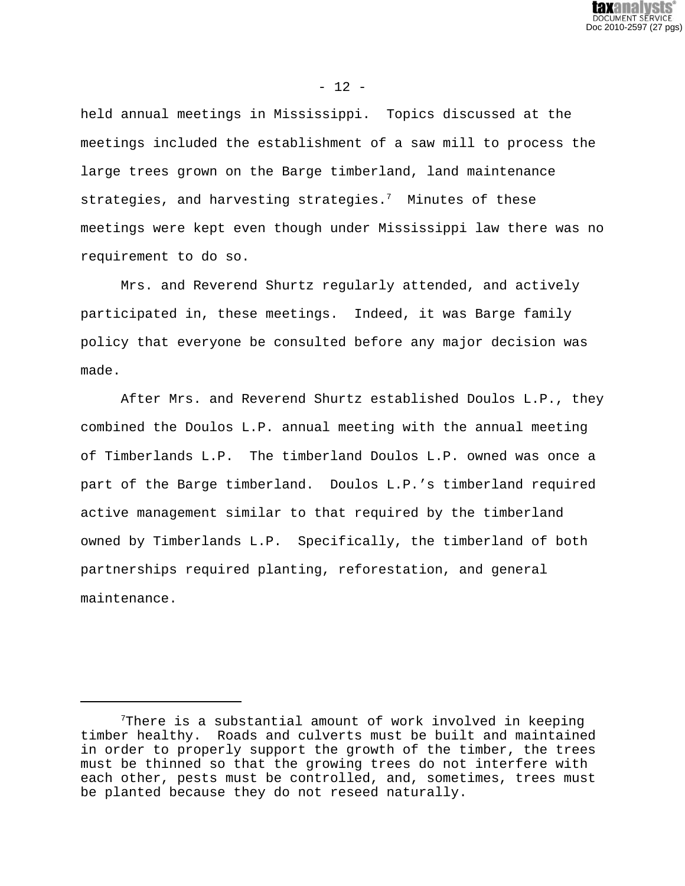held annual meetings in Mississippi. Topics discussed at the meetings included the establishment of a saw mill to process the large trees grown on the Barge timberland, land maintenance strategies, and harvesting strategies.[7] Minutes of these meetings were kept even though under Mississippi law there was no requirement to do so.

Mrs. and Reverend Shurtz regularly attended, and actively participated in, these meetings. Indeed, it was Barge family policy that everyone be consulted before any major decision was made.

After Mrs. and Reverend Shurtz established Doulos L.P., they combined the Doulos L.P. annual meeting with the annual meeting of Timberlands L.P. The timberland Doulos L.P. owned was once a part of the Barge timberland. Doulos L.P.'s timberland required active management similar to that required by the timberland owned by Timberlands L.P. Specifically, the timberland of both partnerships required planting, reforestation, and general maintenance.

---

[7]There is a substantial amount of work involved in keeping timber healthy. Roads and culverts must be built and maintained in order to properly support the growth of the timber, the trees must be thinned so that the growing trees do not interfere with each other, pests must be controlled, and, sometimes, trees must be planted because they do not reseed naturally.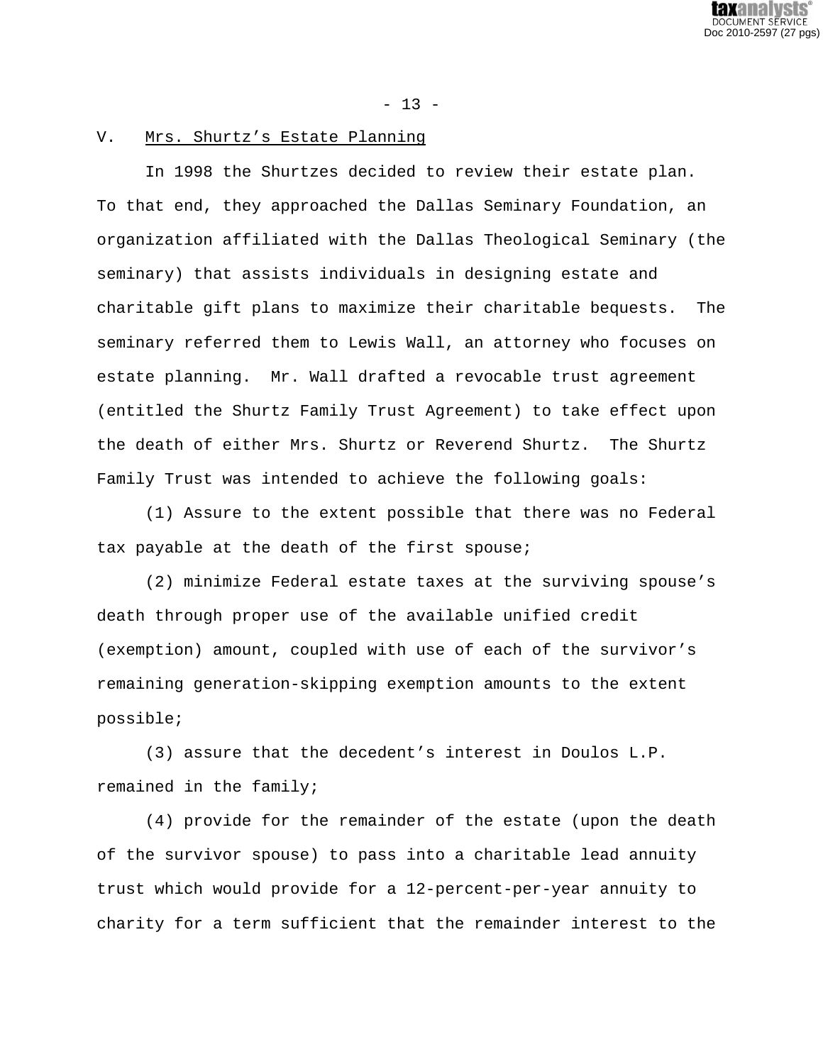## V. Mrs. Shurtz's Estate Planning

In 1998 the Shurtzes decided to review their estate plan. To that end, they approached the Dallas Seminary Foundation, an organization affiliated with the Dallas Theological Seminary (the seminary) that assists individuals in designing estate and charitable gift plans to maximize their charitable bequests. The seminary referred them to Lewis Wall, an attorney who focuses on estate planning. Mr. Wall drafted a revocable trust agreement (entitled the Shurtz Family Trust Agreement) to take effect upon the death of either Mrs. Shurtz or Reverend Shurtz. The Shurtz Family Trust was intended to achieve the following goals:

(1) Assure to the extent possible that there was no Federal tax payable at the death of the first spouse;

(2) minimize Federal estate taxes at the surviving spouse's death through proper use of the available unified credit (exemption) amount, coupled with use of each of the survivor's remaining generation-skipping exemption amounts to the extent possible;

(3) assure that the decedent's interest in Doulos L.P. remained in the family;

(4) provide for the remainder of the estate (upon the death of the survivor spouse) to pass into a charitable lead annuity trust which would provide for a 12-percent-per-year annuity to charity for a term sufficient that the remainder interest to the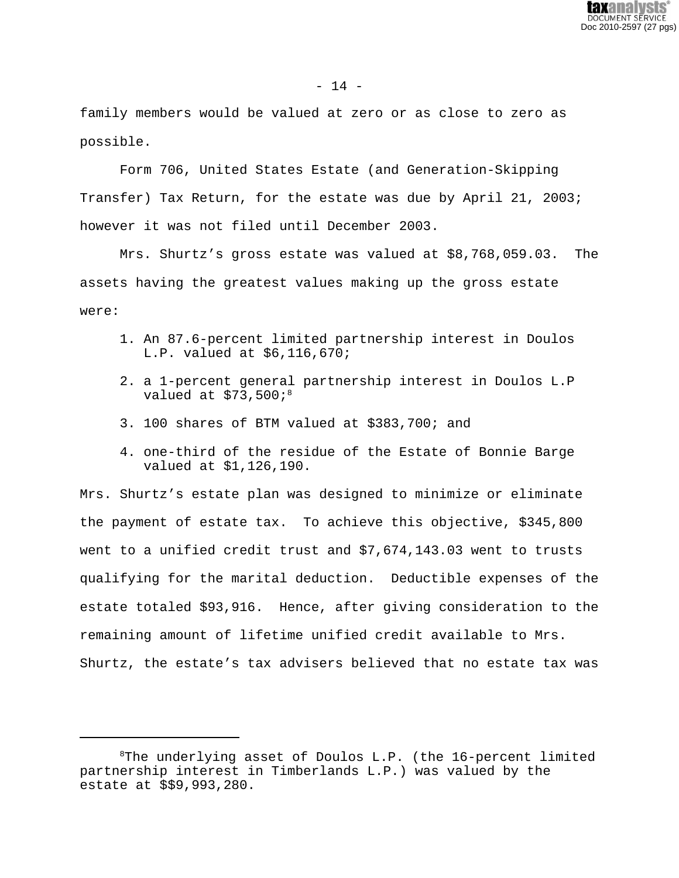family members would be valued at zero or as close to zero as possible.

Form 706, United States Estate (and Generation-Skipping Transfer) Tax Return, for the estate was due by April 21, 2003; however it was not filed until December 2003.

Mrs. Shurtz’s gross estate was valued at $8,768,059.03. The assets having the greatest values making up the gross estate were:

1. An 87.6-percent limited partnership interest in Doulos L.P. valued at $6,116,670;
2. a 1-percent general partnership interest in Doulos L.P valued at $73,500;[8]
3. 100 shares of BTM valued at $383,700; and
4. one-third of the residue of the Estate of Bonnie Barge valued at $1,126,190.

Mrs. Shurtz’s estate plan was designed to minimize or eliminate the payment of estate tax. To achieve this objective, $345,800 went to a unified credit trust and $7,674,143.03 went to trusts qualifying for the marital deduction. Deductible expenses of the estate totaled $93,916. Hence, after giving consideration to the remaining amount of lifetime unified credit available to Mrs. Shurtz, the estate’s tax advisers believed that no estate tax was

---

[8]The underlying asset of Doulos L.P. (the 16-percent limited partnership interest in Timberlands L.P.) was valued by the estate at $$9,993,280.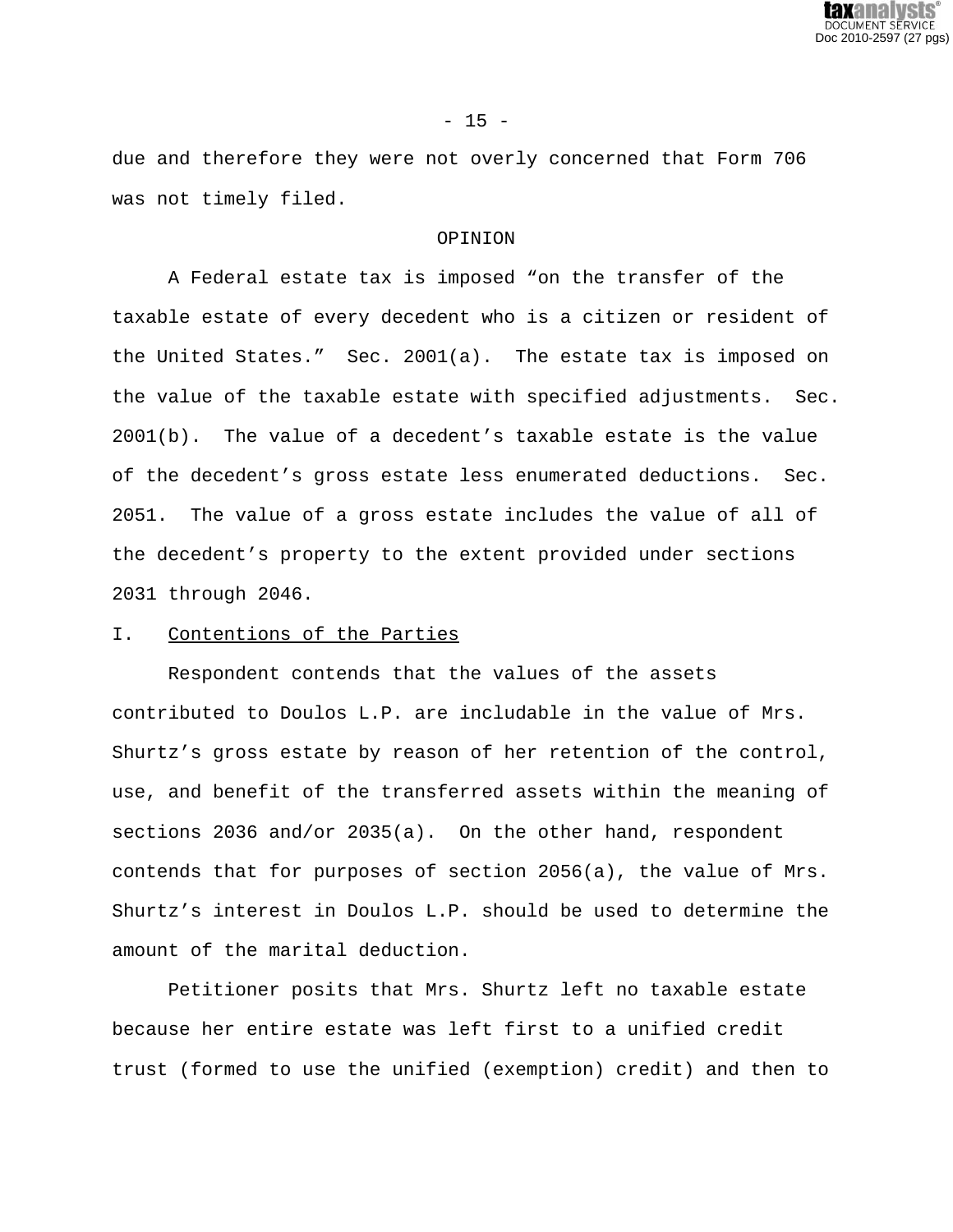due and therefore they were not overly concerned that Form 706 was not timely filed.

## OPINION

A Federal estate tax is imposed “on the transfer of the taxable estate of every decedent who is a citizen or resident of the United States.” Sec. 2001(a). The estate tax is imposed on the value of the taxable estate with specified adjustments. Sec. 2001(b). The value of a decedent’s taxable estate is the value of the decedent’s gross estate less enumerated deductions. Sec. 2051. The value of a gross estate includes the value of all of the decedent’s property to the extent provided under sections 2031 through 2046.

### I. Contentions of the Parties

Respondent contends that the values of the assets contributed to Doulos L.P. are includable in the value of Mrs. Shurtz’s gross estate by reason of her retention of the control, use, and benefit of the transferred assets within the meaning of sections 2036 and/or 2035(a). On the other hand, respondent contends that for purposes of section 2056(a), the value of Mrs. Shurtz’s interest in Doulos L.P. should be used to determine the amount of the marital deduction.

Petitioner posits that Mrs. Shurtz left no taxable estate because her entire estate was left first to a unified credit trust (formed to use the unified (exemption) credit) and then to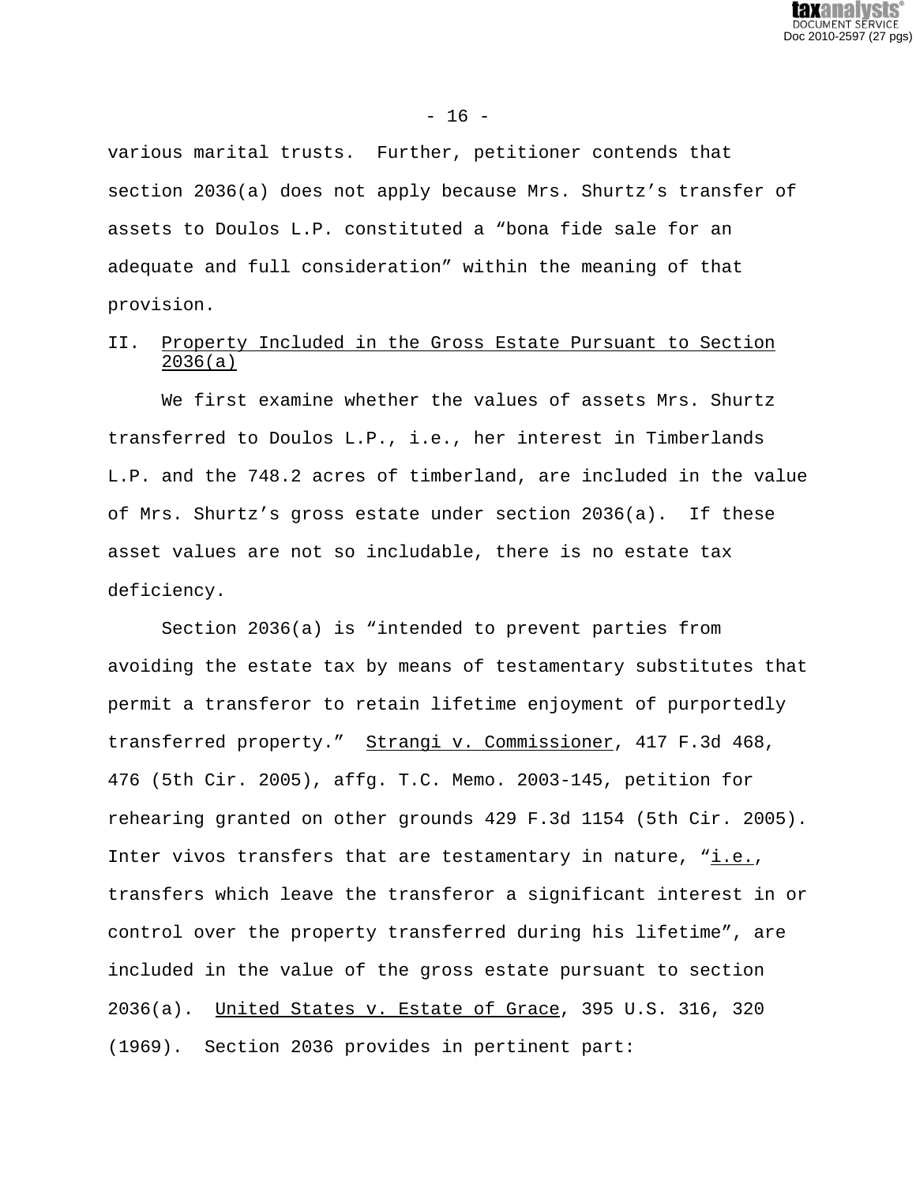various marital trusts. Further, petitioner contends that section 2036(a) does not apply because Mrs. Shurtz's transfer of assets to Doulos L.P. constituted a "bona fide sale for an adequate and full consideration" within the meaning of that provision.

## II. Property Included in the Gross Estate Pursuant to Section 2036(a)

We first examine whether the values of assets Mrs. Shurtz transferred to Doulos L.P., i.e., her interest in Timberlands L.P. and the 748.2 acres of timberland, are included in the value of Mrs. Shurtz's gross estate under section 2036(a). If these asset values are not so includable, there is no estate tax deficiency.

Section 2036(a) is "intended to prevent parties from avoiding the estate tax by means of testamentary substitutes that permit a transferor to retain lifetime enjoyment of purportedly transferred property." Strangi v. Commissioner, 417 F.3d 468, 476 (5th Cir. 2005), affg. T.C. Memo. 2003-145, petition for rehearing granted on other grounds 429 F.3d 1154 (5th Cir. 2005). Inter vivos transfers that are testamentary in nature, "i.e., transfers which leave the transferor a significant interest in or control over the property transferred during his lifetime", are included in the value of the gross estate pursuant to section 2036(a). United States v. Estate of Grace, 395 U.S. 316, 320 (1969). Section 2036 provides in pertinent part: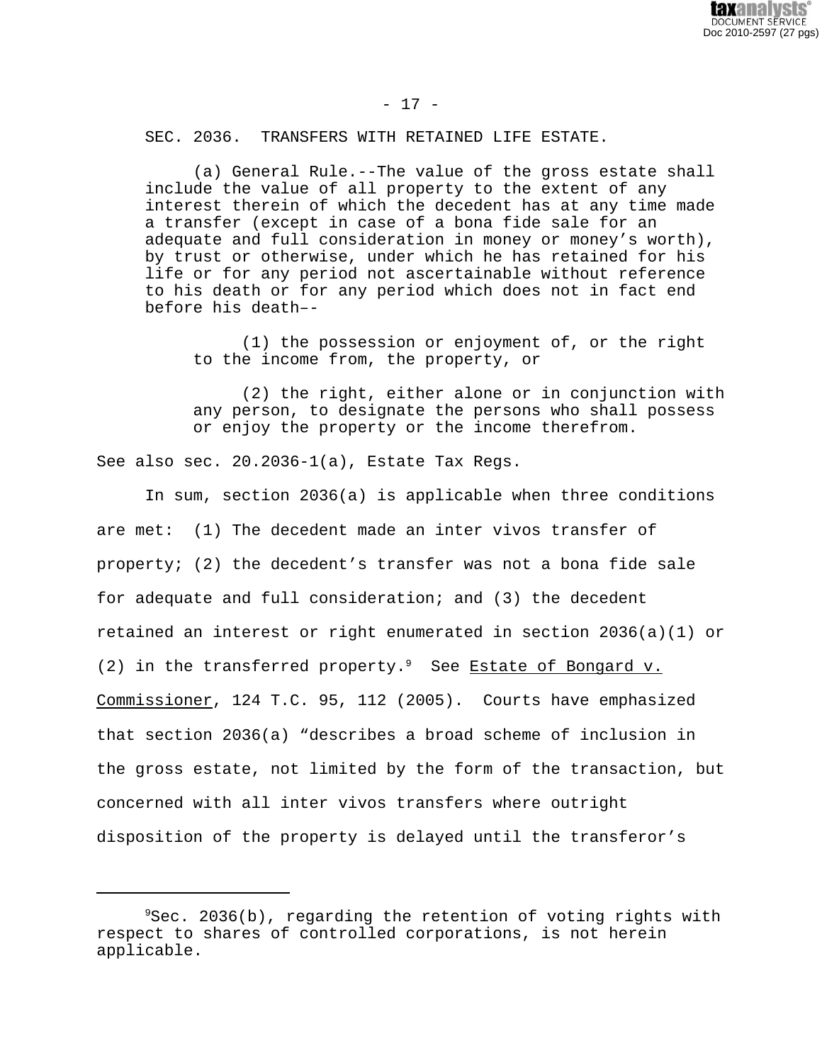SEC. 2036. TRANSFERS WITH RETAINED LIFE ESTATE.

> (a) General Rule.--The value of the gross estate shall include the value of all property to the extent of any interest therein of which the decedent has at any time made a transfer (except in case of a bona fide sale for an adequate and full consideration in money or money's worth), by trust or otherwise, under which he has retained for his life or for any period not ascertainable without reference to his death or for any period which does not in fact end before his death–-
>
> > (1) the possession or enjoyment of, or the right to the income from, the property, or
> >
> > (2) the right, either alone or in conjunction with any person, to designate the persons who shall possess or enjoy the property or the income therefrom.

See also sec. 20.2036-1(a), Estate Tax Regs.

In sum, section 2036(a) is applicable when three conditions are met: (1) The decedent made an inter vivos transfer of property; (2) the decedent's transfer was not a bona fide sale for adequate and full consideration; and (3) the decedent retained an interest or right enumerated in section 2036(a)(1) or (2) in the transferred property.[9] See Estate of Bongard v. Commissioner, 124 T.C. 95, 112 (2005). Courts have emphasized that section 2036(a) "describes a broad scheme of inclusion in the gross estate, not limited by the form of the transaction, but concerned with all inter vivos transfers where outright disposition of the property is delayed until the transferor's

---

[9] Sec. 2036(b), regarding the retention of voting rights with respect to shares of controlled corporations, is not herein applicable.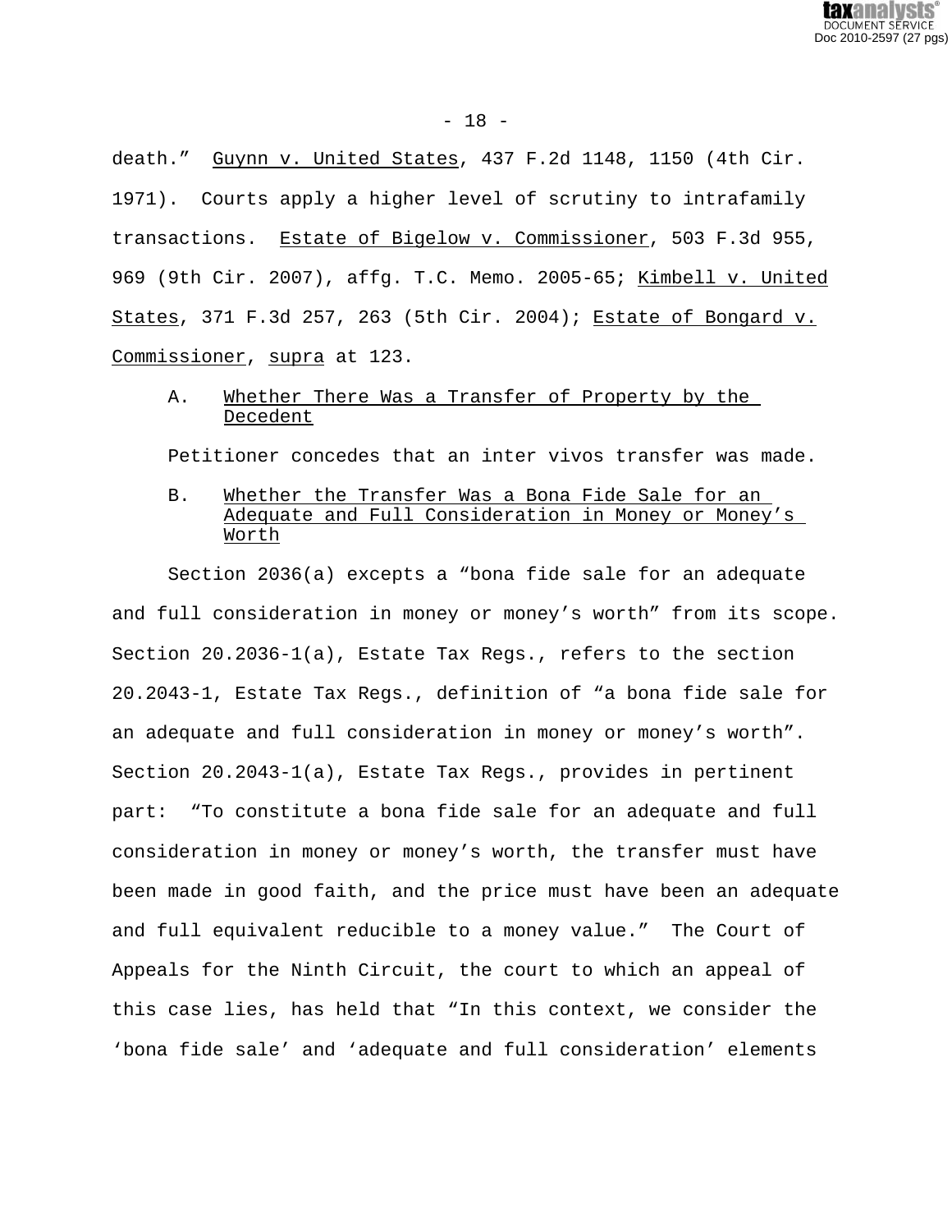death." Guynn v. United States, 437 F.2d 1148, 1150 (4th Cir. 1971). Courts apply a higher level of scrutiny to intrafamily transactions. Estate of Bigelow v. Commissioner, 503 F.3d 955, 969 (9th Cir. 2007), affg. T.C. Memo. 2005-65; Kimbell v. United States, 371 F.3d 257, 263 (5th Cir. 2004); Estate of Bongard v. Commissioner, supra at 123.

### A. Whether There Was a Transfer of Property by the Decedent

Petitioner concedes that an inter vivos transfer was made.

### B. Whether the Transfer Was a Bona Fide Sale for an Adequate and Full Consideration in Money or Money's Worth

Section 2036(a) excepts a "bona fide sale for an adequate and full consideration in money or money's worth" from its scope. Section 20.2036-1(a), Estate Tax Regs., refers to the section 20.2043-1, Estate Tax Regs., definition of "a bona fide sale for an adequate and full consideration in money or money's worth". Section 20.2043-1(a), Estate Tax Regs., provides in pertinent part: "To constitute a bona fide sale for an adequate and full consideration in money or money's worth, the transfer must have been made in good faith, and the price must have been an adequate and full equivalent reducible to a money value." The Court of Appeals for the Ninth Circuit, the court to which an appeal of this case lies, has held that "In this context, we consider the 'bona fide sale' and 'adequate and full consideration' elements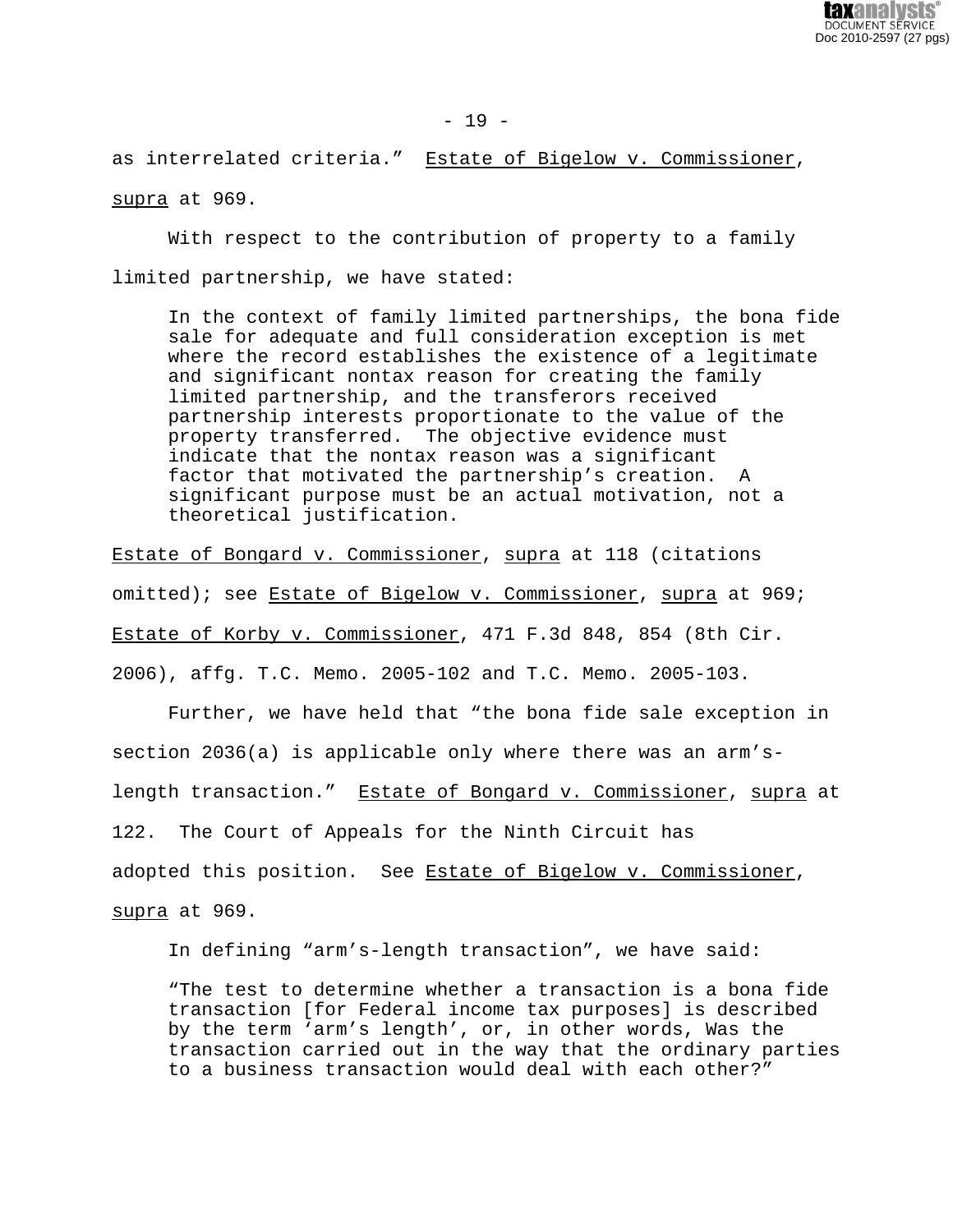as interrelated criteria." _Estate of Bigelow v. Commissioner_, _supra_ at 969.

With respect to the contribution of property to a family limited partnership, we have stated:

> In the context of family limited partnerships, the bona fide sale for adequate and full consideration exception is met where the record establishes the existence of a legitimate and significant nontax reason for creating the family limited partnership, and the transferors received partnership interests proportionate to the value of the property transferred. The objective evidence must indicate that the nontax reason was a significant factor that motivated the partnership's creation. A significant purpose must be an actual motivation, not a theoretical justification.

_Estate of Bongard v. Commissioner_, _supra_ at 118 (citations omitted); see _Estate of Bigelow v. Commissioner_, _supra_ at 969; _Estate of Korby v. Commissioner_, 471 F.3d 848, 854 (8th Cir. 2006), affg. T.C. Memo. 2005-102 and T.C. Memo. 2005-103.

Further, we have held that "the bona fide sale exception in section 2036(a) is applicable only where there was an arm's-length transaction." _Estate of Bongard v. Commissioner_, _supra_ at 122. The Court of Appeals for the Ninth Circuit has adopted this position. See _Estate of Bigelow v. Commissioner_, _supra_ at 969.

In defining "arm's-length transaction", we have said:

> "The test to determine whether a transaction is a bona fide transaction [for Federal income tax purposes] is described by the term 'arm's length', or, in other words, Was the transaction carried out in the way that the ordinary parties to a business transaction would deal with each other?"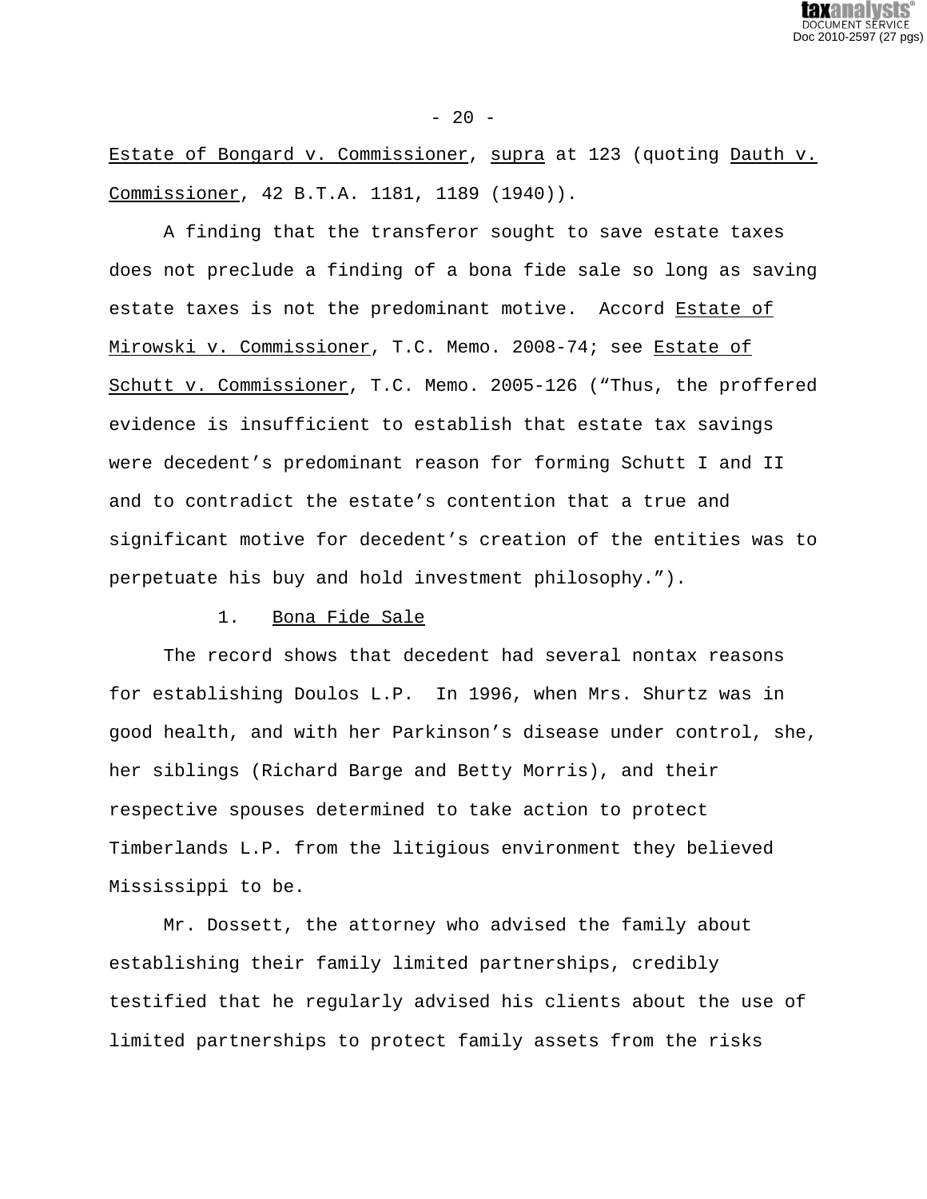Estate of Bongard v. Commissioner, supra at 123 (quoting Dauth v. Commissioner, 42 B.T.A. 1181, 1189 (1940)).

A finding that the transferor sought to save estate taxes does not preclude a finding of a bona fide sale so long as saving estate taxes is not the predominant motive. Accord Estate of Mirowski v. Commissioner, T.C. Memo. 2008-74; see Estate of Schutt v. Commissioner, T.C. Memo. 2005-126 ("Thus, the proffered evidence is insufficient to establish that estate tax savings were decedent's predominant reason for forming Schutt I and II and to contradict the estate's contention that a true and significant motive for decedent's creation of the entities was to perpetuate his buy and hold investment philosophy.").

1. Bona Fide Sale

The record shows that decedent had several nontax reasons for establishing Doulos L.P. In 1996, when Mrs. Shurtz was in good health, and with her Parkinson's disease under control, she, her siblings (Richard Barge and Betty Morris), and their respective spouses determined to take action to protect Timberlands L.P. from the litigious environment they believed Mississippi to be.

Mr. Dossett, the attorney who advised the family about establishing their family limited partnerships, credibly testified that he regularly advised his clients about the use of limited partnerships to protect family assets from the risks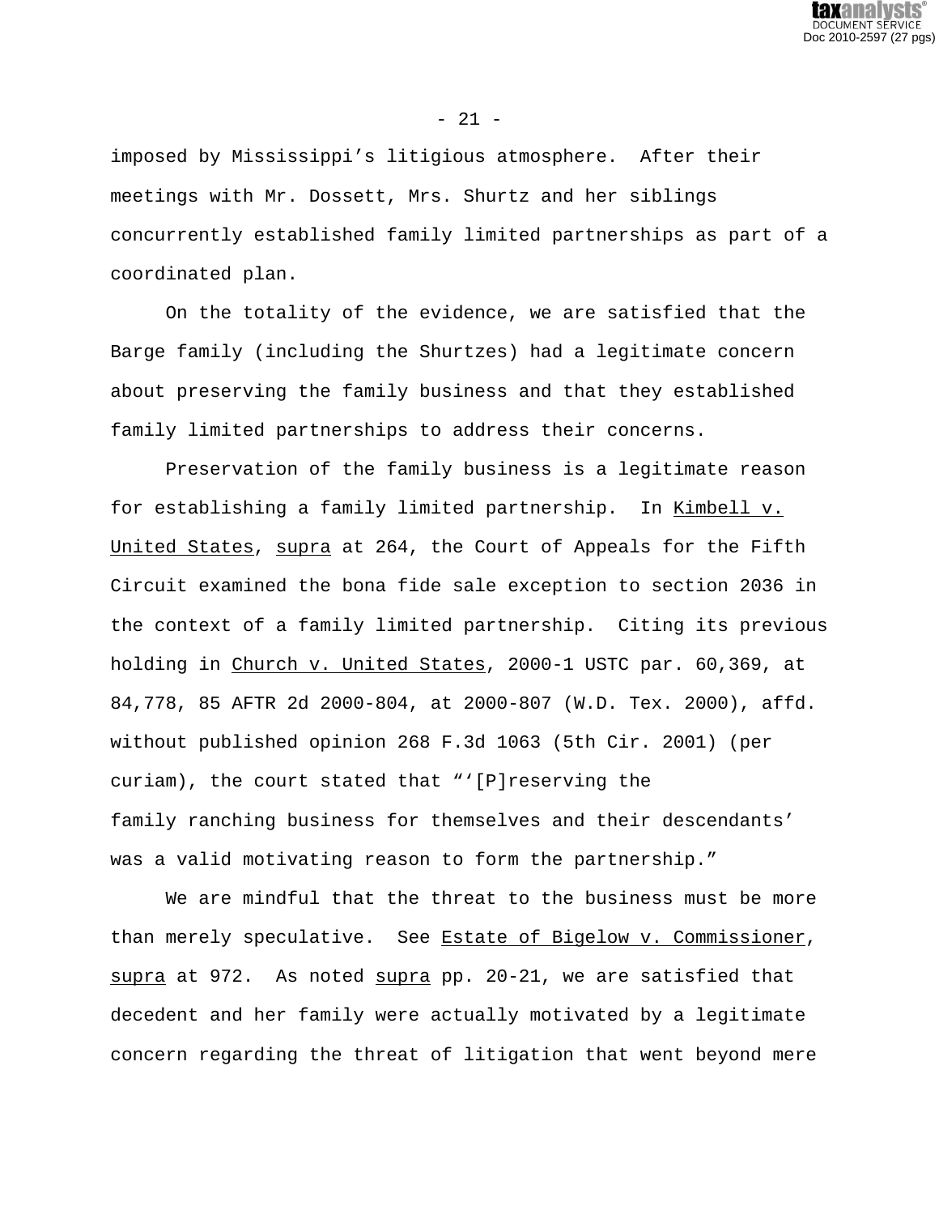imposed by Mississippi's litigious atmosphere. After their meetings with Mr. Dossett, Mrs. Shurtz and her siblings concurrently established family limited partnerships as part of a coordinated plan.

On the totality of the evidence, we are satisfied that the Barge family (including the Shurtzes) had a legitimate concern about preserving the family business and that they established family limited partnerships to address their concerns.

Preservation of the family business is a legitimate reason for establishing a family limited partnership. In Kimbell v. United States, supra at 264, the Court of Appeals for the Fifth Circuit examined the bona fide sale exception to section 2036 in the context of a family limited partnership. Citing its previous holding in Church v. United States, 2000-1 USTC par. 60,369, at 84,778, 85 AFTR 2d 2000-804, at 2000-807 (W.D. Tex. 2000), affd. without published opinion 268 F.3d 1063 (5th Cir. 2001) (per curiam), the court stated that "'[P]reserving the family ranching business for themselves and their descendants' was a valid motivating reason to form the partnership."

We are mindful that the threat to the business must be more than merely speculative. See Estate of Bigelow v. Commissioner, supra at 972. As noted supra pp. 20-21, we are satisfied that decedent and her family were actually motivated by a legitimate concern regarding the threat of litigation that went beyond mere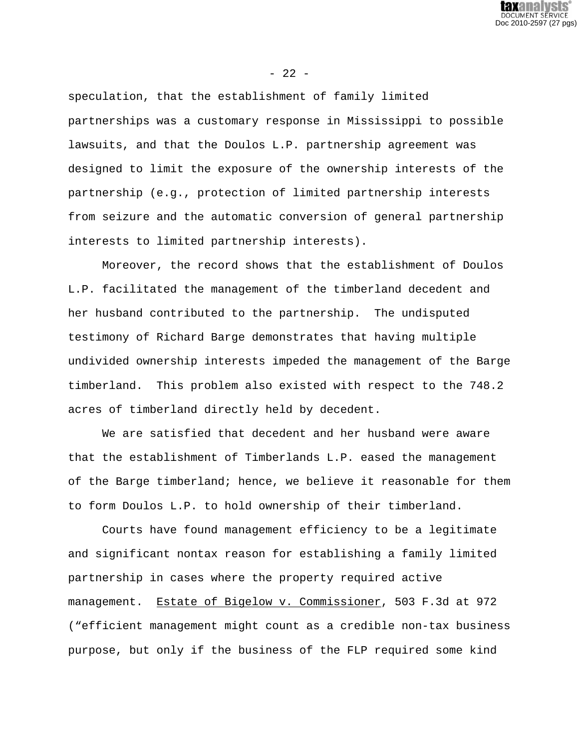speculation, that the establishment of family limited partnerships was a customary response in Mississippi to possible lawsuits, and that the Doulos L.P. partnership agreement was designed to limit the exposure of the ownership interests of the partnership (e.g., protection of limited partnership interests from seizure and the automatic conversion of general partnership interests to limited partnership interests).

Moreover, the record shows that the establishment of Doulos L.P. facilitated the management of the timberland decedent and her husband contributed to the partnership. The undisputed testimony of Richard Barge demonstrates that having multiple undivided ownership interests impeded the management of the Barge timberland. This problem also existed with respect to the 748.2 acres of timberland directly held by decedent.

We are satisfied that decedent and her husband were aware that the establishment of Timberlands L.P. eased the management of the Barge timberland; hence, we believe it reasonable for them to form Doulos L.P. to hold ownership of their timberland.

Courts have found management efficiency to be a legitimate and significant nontax reason for establishing a family limited partnership in cases where the property required active management. Estate of Bigelow v. Commissioner, 503 F.3d at 972 (“efficient management might count as a credible non-tax business purpose, but only if the business of the FLP required some kind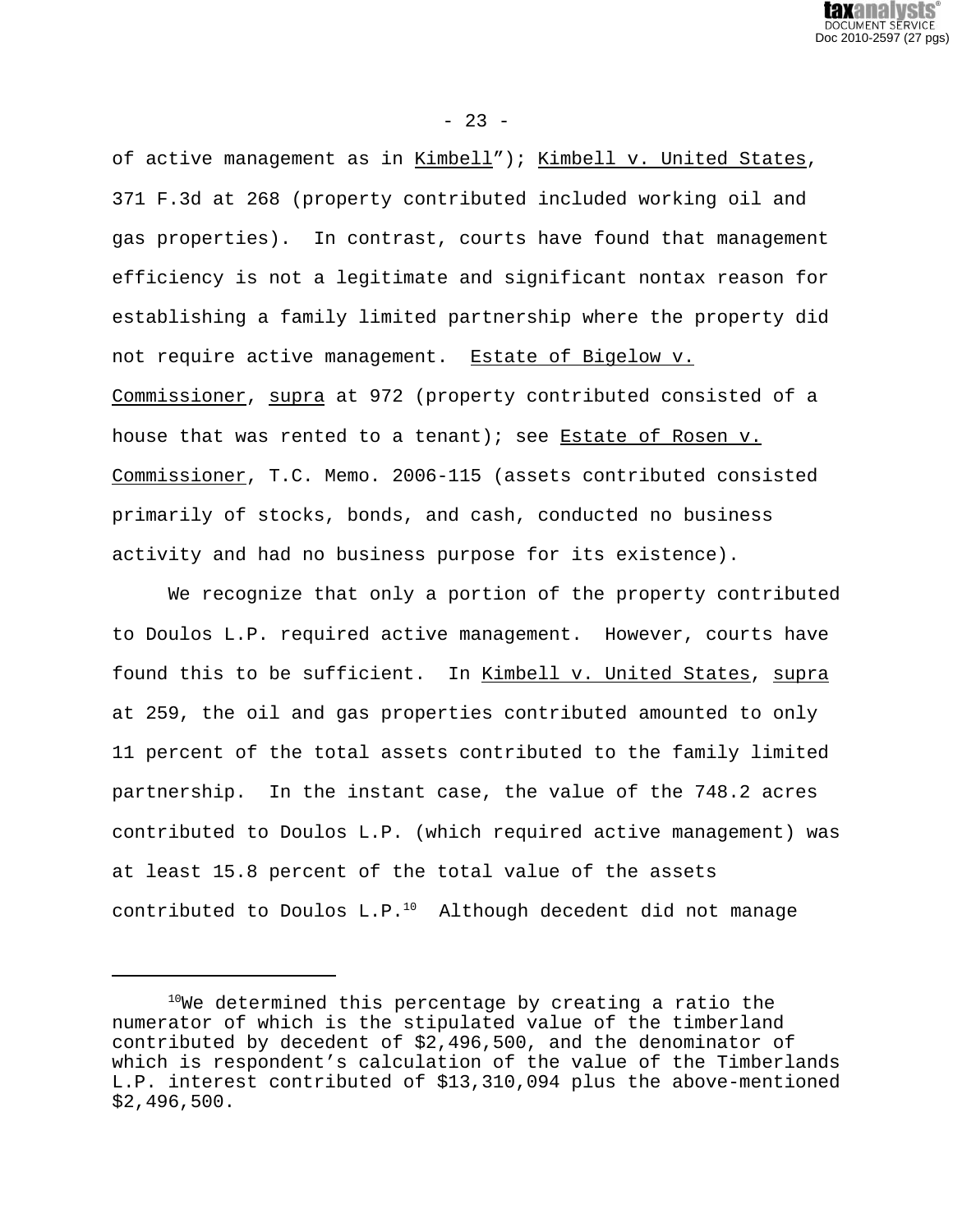of active management as in Kimbell"); Kimbell v. United States, 371 F.3d at 268 (property contributed included working oil and gas properties). In contrast, courts have found that management efficiency is not a legitimate and significant nontax reason for establishing a family limited partnership where the property did not require active management. Estate of Bigelow v. Commissioner, supra at 972 (property contributed consisted of a house that was rented to a tenant); see Estate of Rosen v. Commissioner, T.C. Memo. 2006-115 (assets contributed consisted primarily of stocks, bonds, and cash, conducted no business activity and had no business purpose for its existence).

We recognize that only a portion of the property contributed to Doulos L.P. required active management. However, courts have found this to be sufficient. In Kimbell v. United States, supra at 259, the oil and gas properties contributed amounted to only 11 percent of the total assets contributed to the family limited partnership. In the instant case, the value of the 748.2 acres contributed to Doulos L.P. (which required active management) was at least 15.8 percent of the total value of the assets contributed to Doulos L.P.[10] Although decedent did not manage

---

[10]We determined this percentage by creating a ratio the numerator of which is the stipulated value of the timberland contributed by decedent of $2,496,500, and the denominator of which is respondent's calculation of the value of the Timberlands L.P. interest contributed of $13,310,094 plus the above-mentioned $2,496,500.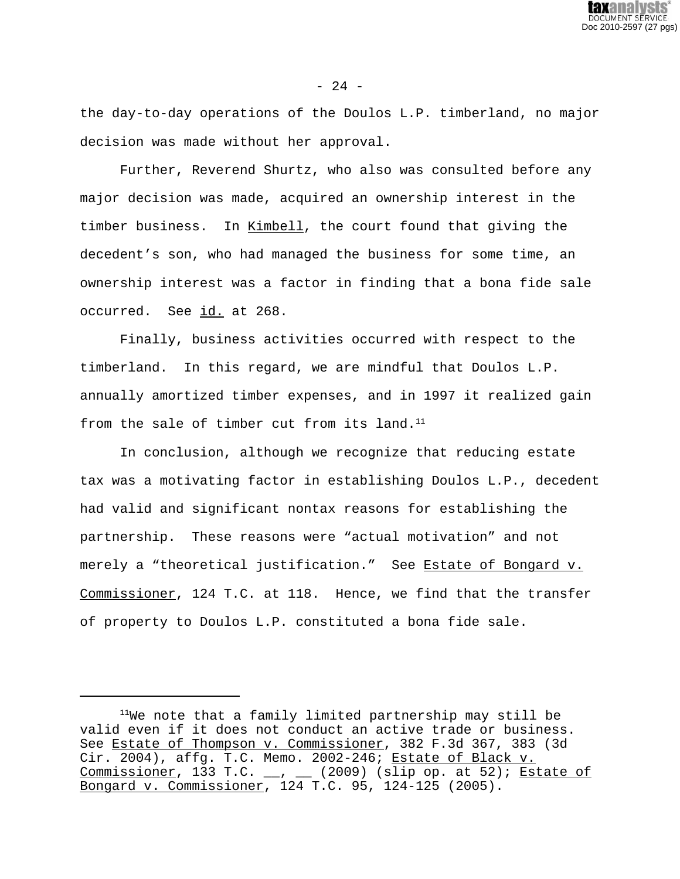the day-to-day operations of the Doulos L.P. timberland, no major decision was made without her approval.

Further, Reverend Shurtz, who also was consulted before any major decision was made, acquired an ownership interest in the timber business. In Kimbell, the court found that giving the decedent's son, who had managed the business for some time, an ownership interest was a factor in finding that a bona fide sale occurred. See id. at 268.

Finally, business activities occurred with respect to the timberland. In this regard, we are mindful that Doulos L.P. annually amortized timber expenses, and in 1997 it realized gain from the sale of timber cut from its land.[11]

In conclusion, although we recognize that reducing estate tax was a motivating factor in establishing Doulos L.P., decedent had valid and significant nontax reasons for establishing the partnership. These reasons were "actual motivation" and not merely a "theoretical justification." See Estate of Bongard v. Commissioner, 124 T.C. at 118. Hence, we find that the transfer of property to Doulos L.P. constituted a bona fide sale.

---

[11]We note that a family limited partnership may still be valid even if it does not conduct an active trade or business. See Estate of Thompson v. Commissioner, 382 F.3d 367, 383 (3d Cir. 2004), affg. T.C. Memo. 2002-246; Estate of Black v. Commissioner, 133 T.C. __, __ (2009) (slip op. at 52); Estate of Bongard v. Commissioner, 124 T.C. 95, 124-125 (2005).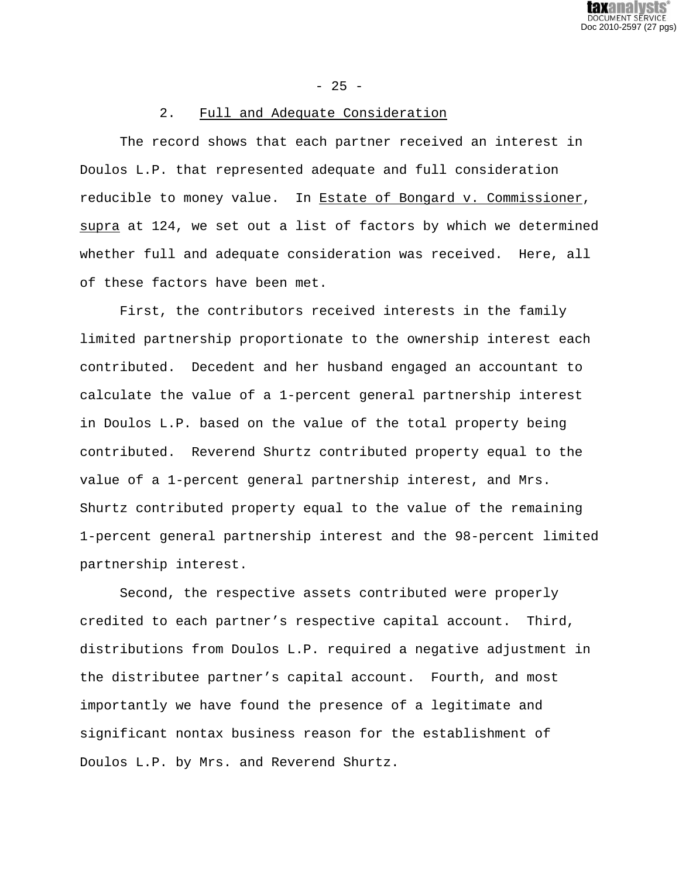### 2. Full and Adequate Consideration

The record shows that each partner received an interest in Doulos L.P. that represented adequate and full consideration reducible to money value. In Estate of Bongard v. Commissioner, supra at 124, we set out a list of factors by which we determined whether full and adequate consideration was received. Here, all of these factors have been met.

First, the contributors received interests in the family limited partnership proportionate to the ownership interest each contributed. Decedent and her husband engaged an accountant to calculate the value of a 1-percent general partnership interest in Doulos L.P. based on the value of the total property being contributed. Reverend Shurtz contributed property equal to the value of a 1-percent general partnership interest, and Mrs. Shurtz contributed property equal to the value of the remaining 1-percent general partnership interest and the 98-percent limited partnership interest.

Second, the respective assets contributed were properly credited to each partner's respective capital account. Third, distributions from Doulos L.P. required a negative adjustment in the distributee partner's capital account. Fourth, and most importantly we have found the presence of a legitimate and significant nontax business reason for the establishment of Doulos L.P. by Mrs. and Reverend Shurtz.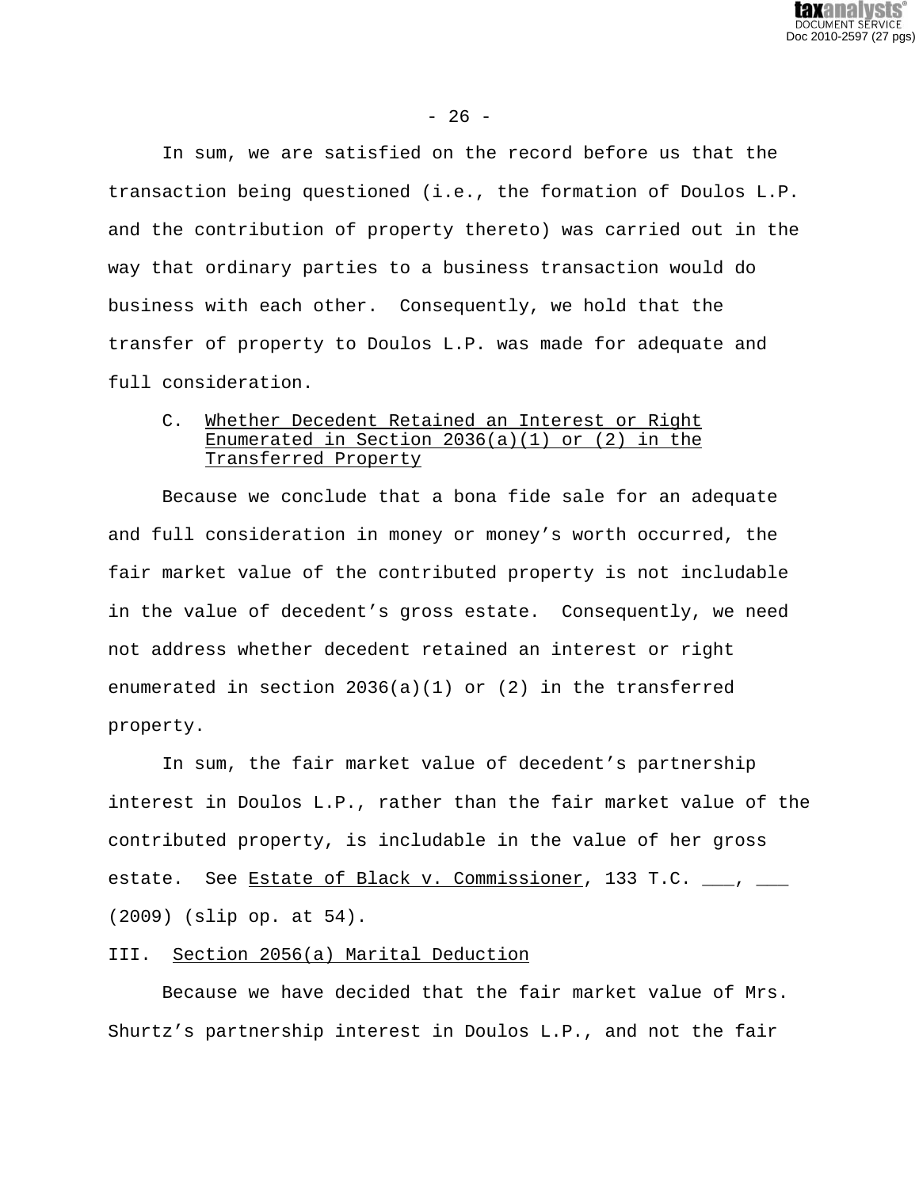In sum, we are satisfied on the record before us that the transaction being questioned (i.e., the formation of Doulos L.P. and the contribution of property thereto) was carried out in the way that ordinary parties to a business transaction would do business with each other. Consequently, we hold that the transfer of property to Doulos L.P. was made for adequate and full consideration.

### C. Whether Decedent Retained an Interest or Right Enumerated in Section 2036(a)(1) or (2) in the Transferred Property

Because we conclude that a bona fide sale for an adequate and full consideration in money or money's worth occurred, the fair market value of the contributed property is not includable in the value of decedent's gross estate. Consequently, we need not address whether decedent retained an interest or right enumerated in section 2036(a)(1) or (2) in the transferred property.

In sum, the fair market value of decedent's partnership interest in Doulos L.P., rather than the fair market value of the contributed property, is includable in the value of her gross estate. See Estate of Black v. Commissioner, 133 T.C. ___, ___ (2009) (slip op. at 54).

## III. Section 2056(a) Marital Deduction

Because we have decided that the fair market value of Mrs. Shurtz's partnership interest in Doulos L.P., and not the fair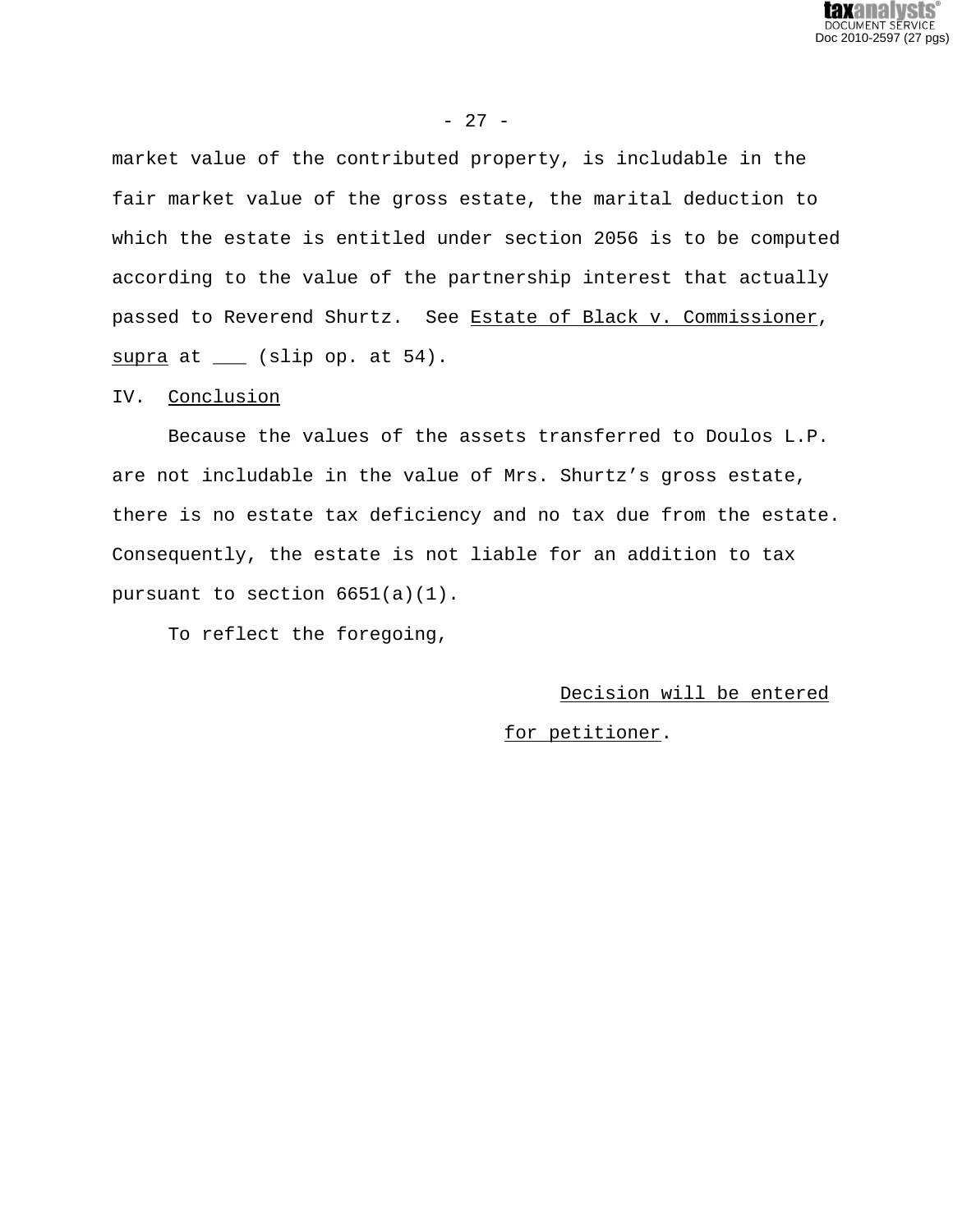market value of the contributed property, is includable in the fair market value of the gross estate, the marital deduction to which the estate is entitled under section 2056 is to be computed according to the value of the partnership interest that actually passed to Reverend Shurtz. See Estate of Black v. Commissioner, supra at ___ (slip op. at 54).

## IV. Conclusion

Because the values of the assets transferred to Doulos L.P. are not includable in the value of Mrs. Shurtz's gross estate, there is no estate tax deficiency and no tax due from the estate. Consequently, the estate is not liable for an addition to tax pursuant to section 6651(a)(1).

To reflect the foregoing,

Decision will be entered for petitioner.